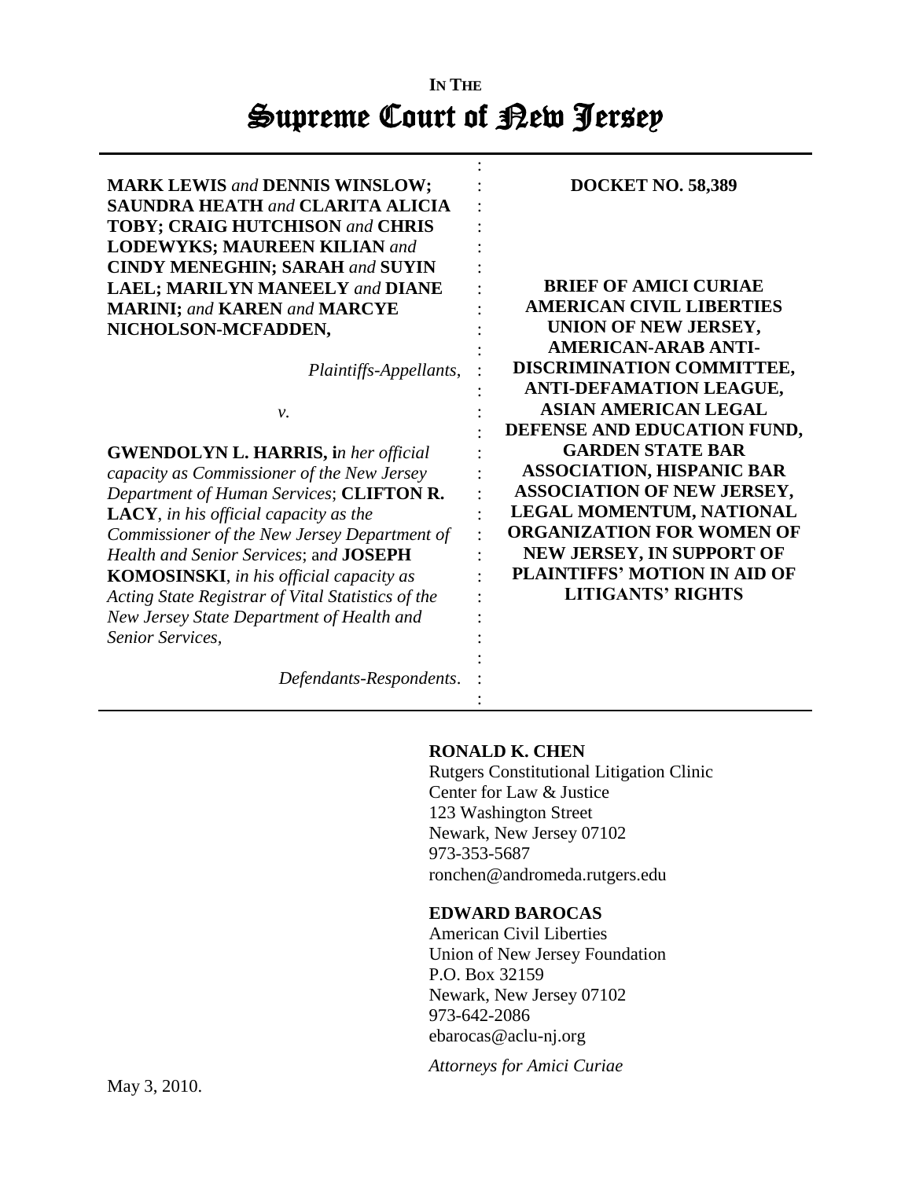IN THE

# Supreme Court of New Jersey

| | |
|---|---|
| **MARK LEWIS** *and* **DENNIS WINSLOW; SAUNDRA HEATH** *and* **CLARITA ALICIA TOBY; CRAIG HUTCHISON** *and* **CHRIS LODEWYKS; MAUREEN KILIAN** *and* **CINDY MENEGHIN; SARAH** *and* **SUYIN LAEL; MARILYN MANEELY** *and* **DIANE MARINI;** *and* **KAREN** *and* **MARCYE NICHOLSON-MCFADDEN,**<br><br>*Plaintiffs-Appellants*,<br><br>*v.*<br><br>**GWENDOLYN L. HARRIS, i***n her official capacity as Commissioner of the New Jersey Department of Human Services*; **CLIFTON R. LACY**, *in his official capacity as the Commissioner of the New Jersey Department of Health and Senior Services*; and **JOSEPH KOMOSINSKI**, *in his official capacity as Acting State Registrar of Vital Statistics of the New Jersey State Department of Health and Senior Services,*<br><br>*Defendants-Respondents*. | **DOCKET NO. 58,389**<br><br>**BRIEF OF AMICI CURIAE AMERICAN CIVIL LIBERTIES UNION OF NEW JERSEY, AMERICAN-ARAB ANTI-DISCRIMINATION COMMITTEE, ANTI-DEFAMATION LEAGUE, ASIAN AMERICAN LEGAL DEFENSE AND EDUCATION FUND, GARDEN STATE BAR ASSOCIATION, HISPANIC BAR ASSOCIATION OF NEW JERSEY, LEGAL MOMENTUM, NATIONAL ORGANIZATION FOR WOMEN OF NEW JERSEY, IN SUPPORT OF PLAINTIFFS' MOTION IN AID OF LITIGANTS' RIGHTS** |

**RONALD K. CHEN**
Rutgers Constitutional Litigation Clinic
Center for Law & Justice
123 Washington Street
Newark, New Jersey 07102
973-353-5687
ronchen@andromeda.rutgers.edu

**EDWARD BAROCAS**
American Civil Liberties
Union of New Jersey Foundation
P.O. Box 32159
Newark, New Jersey 07102
973-642-2086
ebarocas@aclu-nj.org

*Attorneys for Amici Curiae*

May 3, 2010.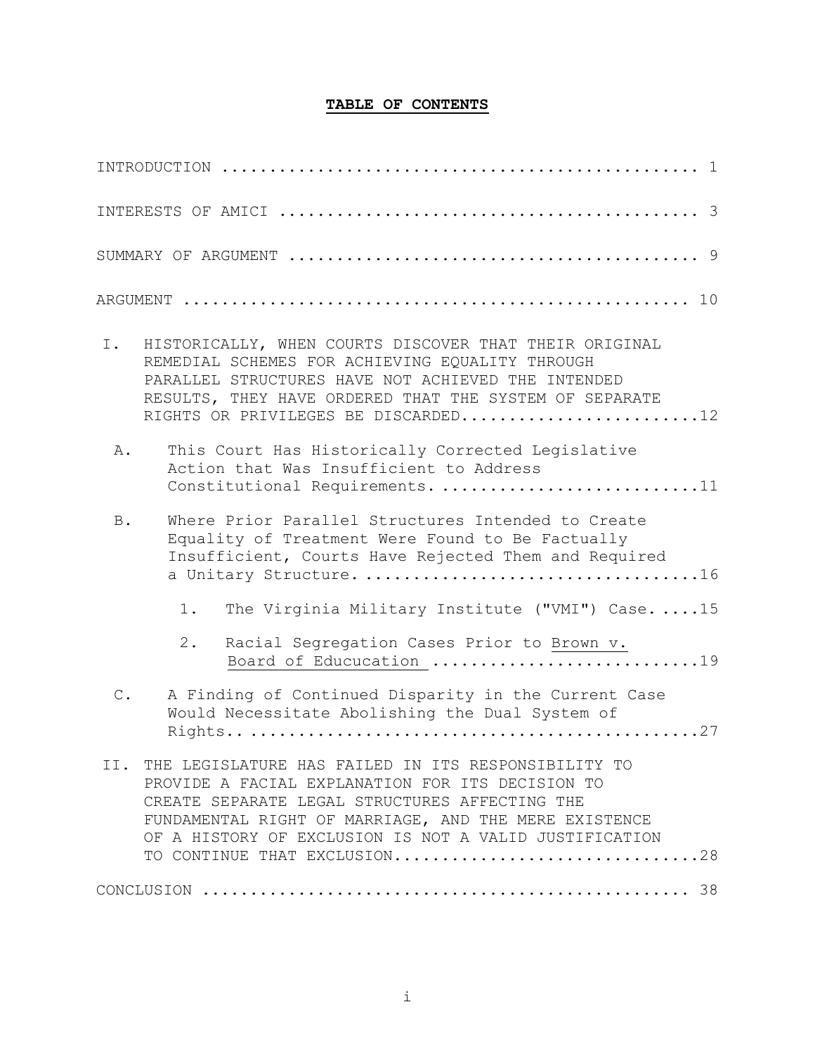# TABLE OF CONTENTS

INTRODUCTION .................................................. 1

INTERESTS OF AMICI ............................................ 3

SUMMARY OF ARGUMENT ........................................... 9

ARGUMENT ..................................................... 10

I. HISTORICALLY, WHEN COURTS DISCOVER THAT THEIR ORIGINAL REMEDIAL SCHEMES FOR ACHIEVING EQUALITY THROUGH PARALLEL STRUCTURES HAVE NOT ACHIEVED THE INTENDED RESULTS, THEY HAVE ORDERED THAT THE SYSTEM OF SEPARATE RIGHTS OR PRIVILEGES BE DISCARDED.........................12

   A. This Court Has Historically Corrected Legislative Action that Was Insufficient to Address Constitutional Requirements. ..........................11

   B. Where Prior Parallel Structures Intended to Create Equality of Treatment Were Found to Be Factually Insufficient, Courts Have Rejected Them and Required a Unitary Structure. .................................16

      1. The Virginia Military Institute ("VMI") Case. ....15

      2. Racial Segregation Cases Prior to Brown v. Board of Educucation ...........................19

   C. A Finding of Continued Disparity in the Current Case Would Necessitate Abolishing the Dual System of Rights.. ..............................................27

II. THE LEGISLATURE HAS FAILED IN ITS RESPONSIBILITY TO PROVIDE A FACIAL EXPLANATION FOR ITS DECISION TO CREATE SEPARATE LEGAL STRUCTURES AFFECTING THE FUNDAMENTAL RIGHT OF MARRIAGE, AND THE MERE EXISTENCE OF A HISTORY OF EXCLUSION IS NOT A VALID JUSTIFICATION TO CONTINUE THAT EXCLUSION...............................28

CONCLUSION ................................................... 38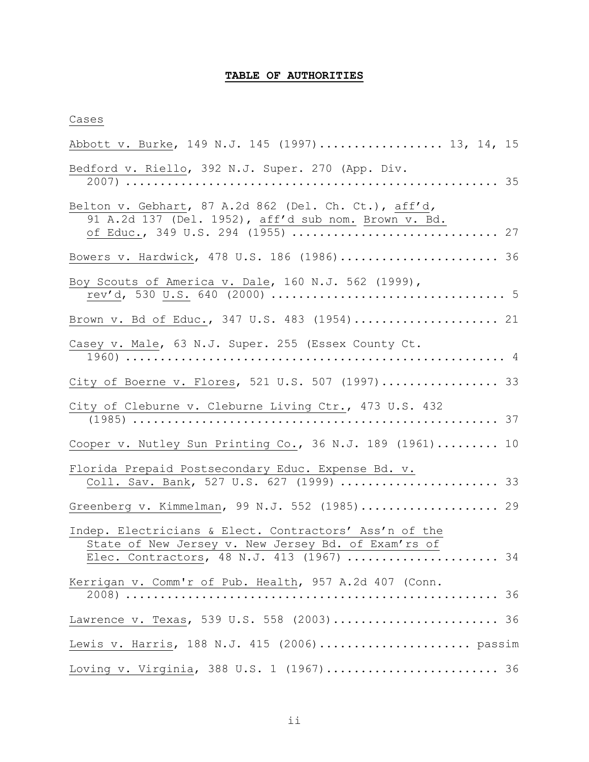# TABLE OF AUTHORITIES

Cases

Abbott v. Burke, 149 N.J. 145 (1997).................. 13, 14, 15

Bedford v. Riello, 392 N.J. Super. 270 (App. Div. 2007) ...................................................... 35

Belton v. Gebhart, 87 A.2d 862 (Del. Ch. Ct.), aff'd, 91 A.2d 137 (Del. 1952), aff'd sub nom. Brown v. Bd. of Educ., 349 U.S. 294 (1955) ............................. 27

Bowers v. Hardwick, 478 U.S. 186 (1986)....................... 36

Boy Scouts of America v. Dale, 160 N.J. 562 (1999), rev'd, 530 U.S. 640 (2000) .................................. 5

Brown v. Bd of Educ., 347 U.S. 483 (1954)..................... 21

Casey v. Male, 63 N.J. Super. 255 (Essex County Ct. 1960) ....................................................... 4

City of Boerne v. Flores, 521 U.S. 507 (1997)................. 33

City of Cleburne v. Cleburne Living Ctr., 473 U.S. 432 (1985) ...................................................... 37

Cooper v. Nutley Sun Printing Co., 36 N.J. 189 (1961)......... 10

Florida Prepaid Postsecondary Educ. Expense Bd. v. Coll. Sav. Bank, 527 U.S. 627 (1999) ....................... 33

Greenberg v. Kimmelman, 99 N.J. 552 (1985).................... 29

Indep. Electricians & Elect. Contractors' Ass'n of the State of New Jersey v. New Jersey Bd. of Exam'rs of Elec. Contractors, 48 N.J. 413 (1967) ...................... 34

Kerrigan v. Comm'r of Pub. Health, 957 A.2d 407 (Conn. 2008) ...................................................... 36

Lawrence v. Texas, 539 U.S. 558 (2003)........................ 36

Lewis v. Harris, 188 N.J. 415 (2006)...................... passim

Loving v. Virginia, 388 U.S. 1 (1967)......................... 36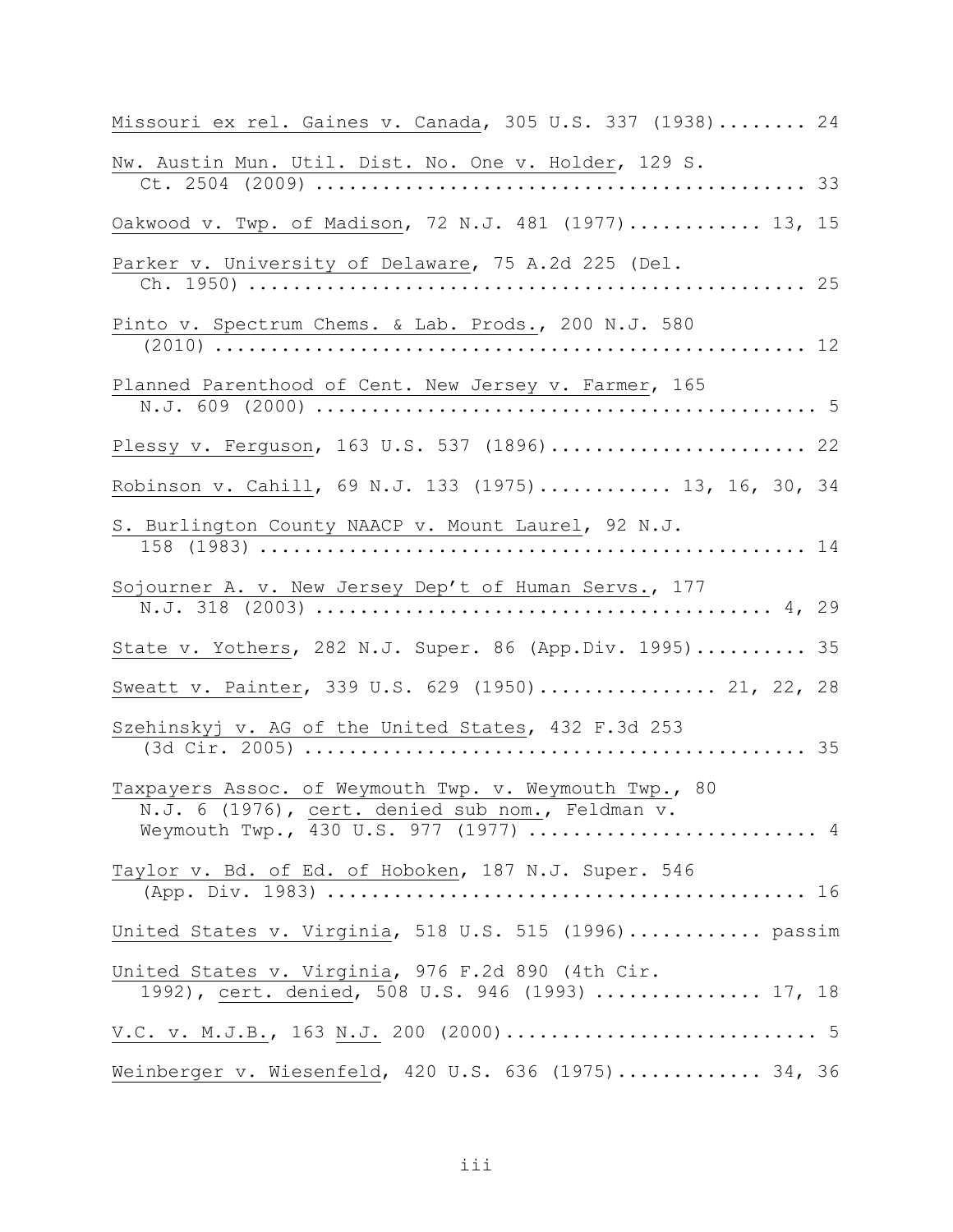Missouri ex rel. Gaines v. Canada, 305 U.S. 337 (1938)........ 24

Nw. Austin Mun. Util. Dist. No. One v. Holder, 129 S. Ct. 2504 (2009) ........................................... 33

Oakwood v. Twp. of Madison, 72 N.J. 481 (1977)............ 13, 15

Parker v. University of Delaware, 75 A.2d 225 (Del. Ch. 1950) ................................................ 25

Pinto v. Spectrum Chems. & Lab. Prods., 200 N.J. 580 (2010) ................................................... 12

Planned Parenthood of Cent. New Jersey v. Farmer, 165 N.J. 609 (2000) ............................................ 5

Plessy v. Ferguson, 163 U.S. 537 (1896)...................... 22

Robinson v. Cahill, 69 N.J. 133 (1975)............ 13, 16, 30, 34

S. Burlington County NAACP v. Mount Laurel, 92 N.J. 158 (1983) ............................................... 14

Sojourner A. v. New Jersey Dep't of Human Servs., 177 N.J. 318 (2003) ...................................... 4, 29

State v. Yothers, 282 N.J. Super. 86 (App.Div. 1995).......... 35

Sweatt v. Painter, 339 U.S. 629 (1950)................ 21, 22, 28

Szehinskyj v. AG of the United States, 432 F.3d 253 (3d Cir. 2005) ............................................ 35

Taxpayers Assoc. of Weymouth Twp. v. Weymouth Twp., 80 N.J. 6 (1976), cert. denied sub nom., Feldman v. Weymouth Twp., 430 U.S. 977 (1977) ......................... 4

Taylor v. Bd. of Ed. of Hoboken, 187 N.J. Super. 546 (App. Div. 1983) .......................................... 16

United States v. Virginia, 518 U.S. 515 (1996)............ passim

United States v. Virginia, 976 F.2d 890 (4th Cir. 1992), cert. denied, 508 U.S. 946 (1993) ............... 17, 18

V.C. v. M.J.B., 163 N.J. 200 (2000)........................... 5

Weinberger v. Wiesenfeld, 420 U.S. 636 (1975)............. 34, 36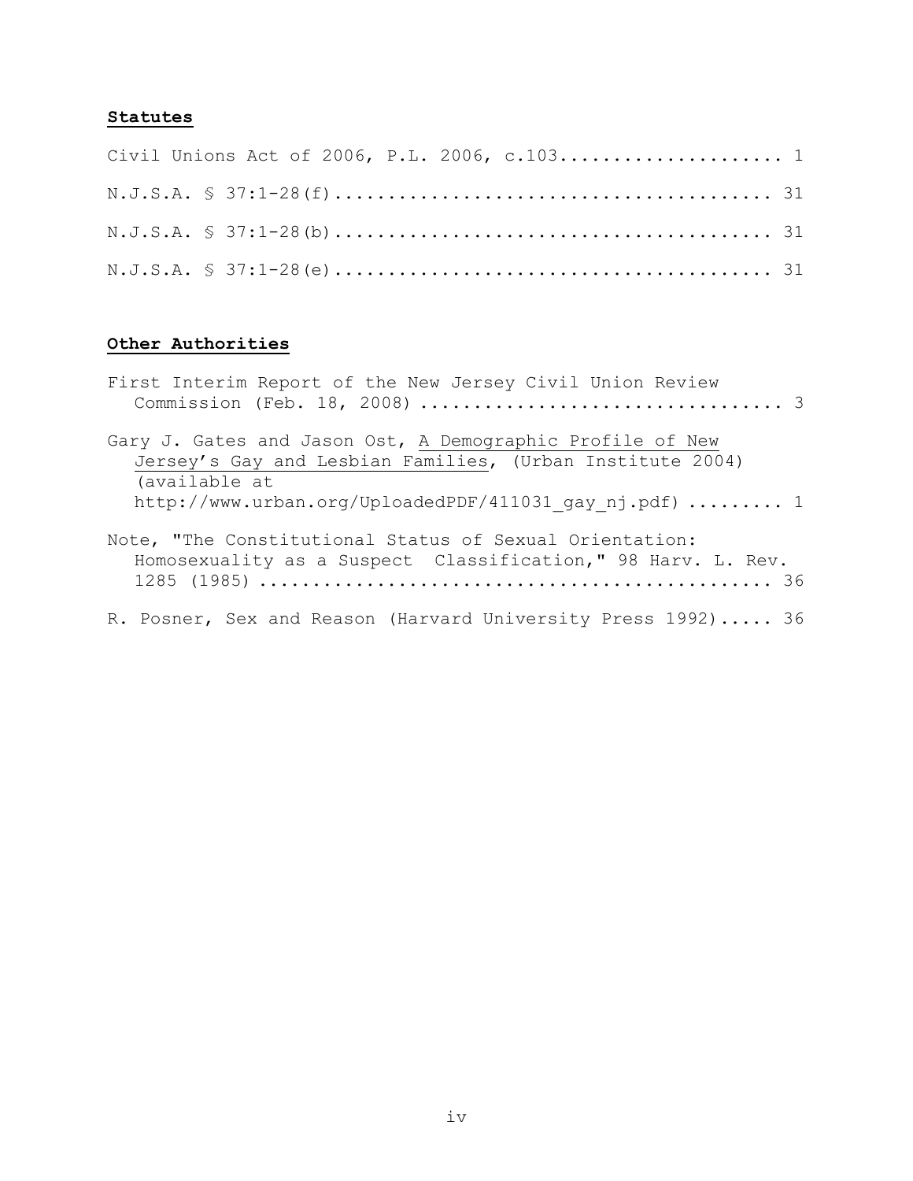**Statutes**

Civil Unions Act of 2006, P.L. 2006, c.103.................... 1

N.J.S.A. § 37:1-28(f)........................................ 31

N.J.S.A. § 37:1-28(b)........................................ 31

N.J.S.A. § 37:1-28(e)........................................ 31

**Other Authorities**

First Interim Report of the New Jersey Civil Union Review Commission (Feb. 18, 2008) ................................. 3

Gary J. Gates and Jason Ost, A Demographic Profile of New Jersey's Gay and Lesbian Families, (Urban Institute 2004) (available at http://www.urban.org/UploadedPDF/411031_gay_nj.pdf) ......... 1

Note, "The Constitutional Status of Sexual Orientation: Homosexuality as a Suspect Classification," 98 Harv. L. Rev. 1285 (1985) ............................................... 36

R. Posner, Sex and Reason (Harvard University Press 1992)..... 36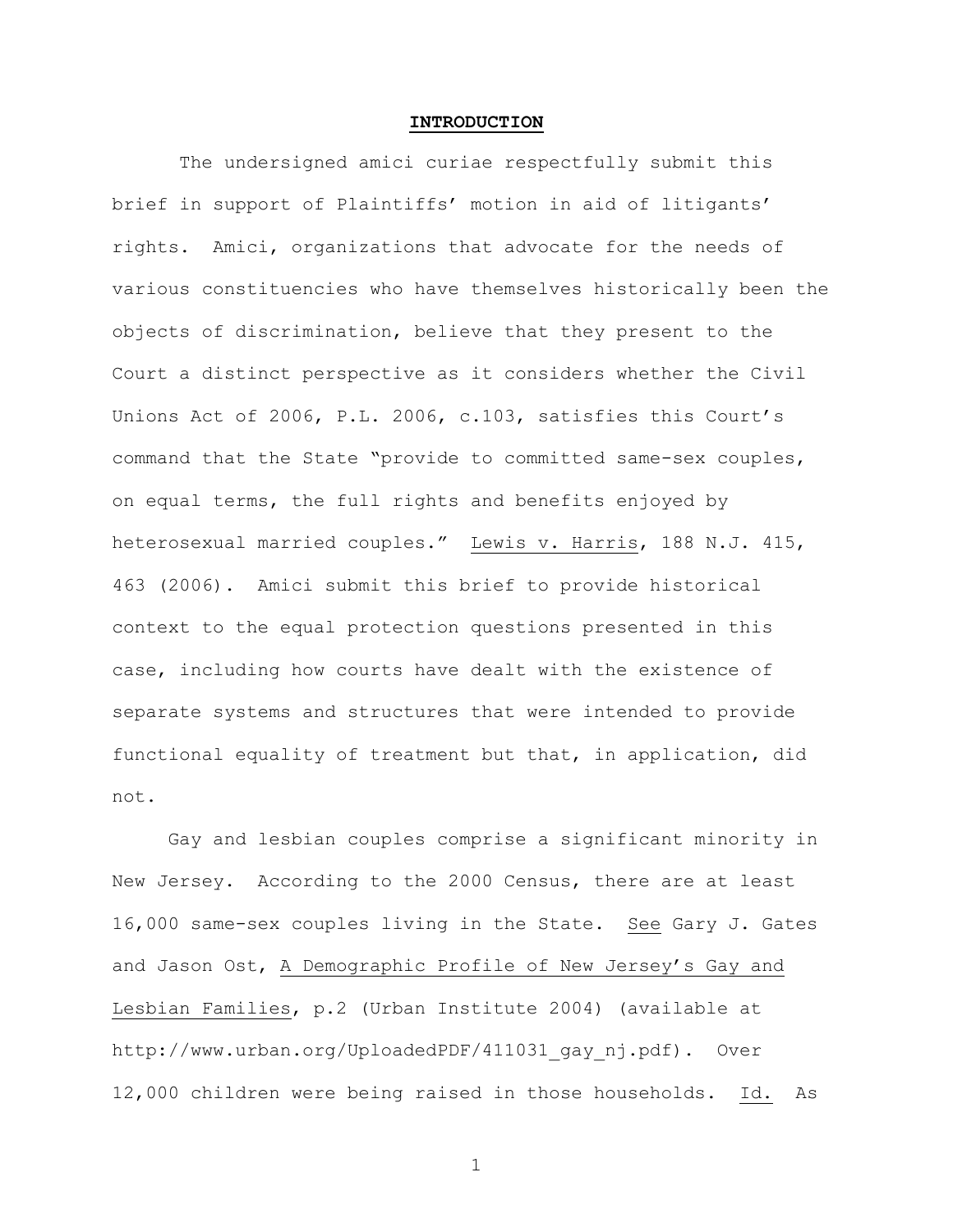# INTRODUCTION

The undersigned amici curiae respectfully submit this brief in support of Plaintiffs' motion in aid of litigants' rights. Amici, organizations that advocate for the needs of various constituencies who have themselves historically been the objects of discrimination, believe that they present to the Court a distinct perspective as it considers whether the Civil Unions Act of 2006, P.L. 2006, c.103, satisfies this Court's command that the State "provide to committed same-sex couples, on equal terms, the full rights and benefits enjoyed by heterosexual married couples." Lewis v. Harris, 188 N.J. 415, 463 (2006). Amici submit this brief to provide historical context to the equal protection questions presented in this case, including how courts have dealt with the existence of separate systems and structures that were intended to provide functional equality of treatment but that, in application, did not.

Gay and lesbian couples comprise a significant minority in New Jersey. According to the 2000 Census, there are at least 16,000 same-sex couples living in the State. See Gary J. Gates and Jason Ost, A Demographic Profile of New Jersey's Gay and Lesbian Families, p.2 (Urban Institute 2004) (available at http://www.urban.org/UploadedPDF/411031_gay_nj.pdf). Over 12,000 children were being raised in those households. Id. As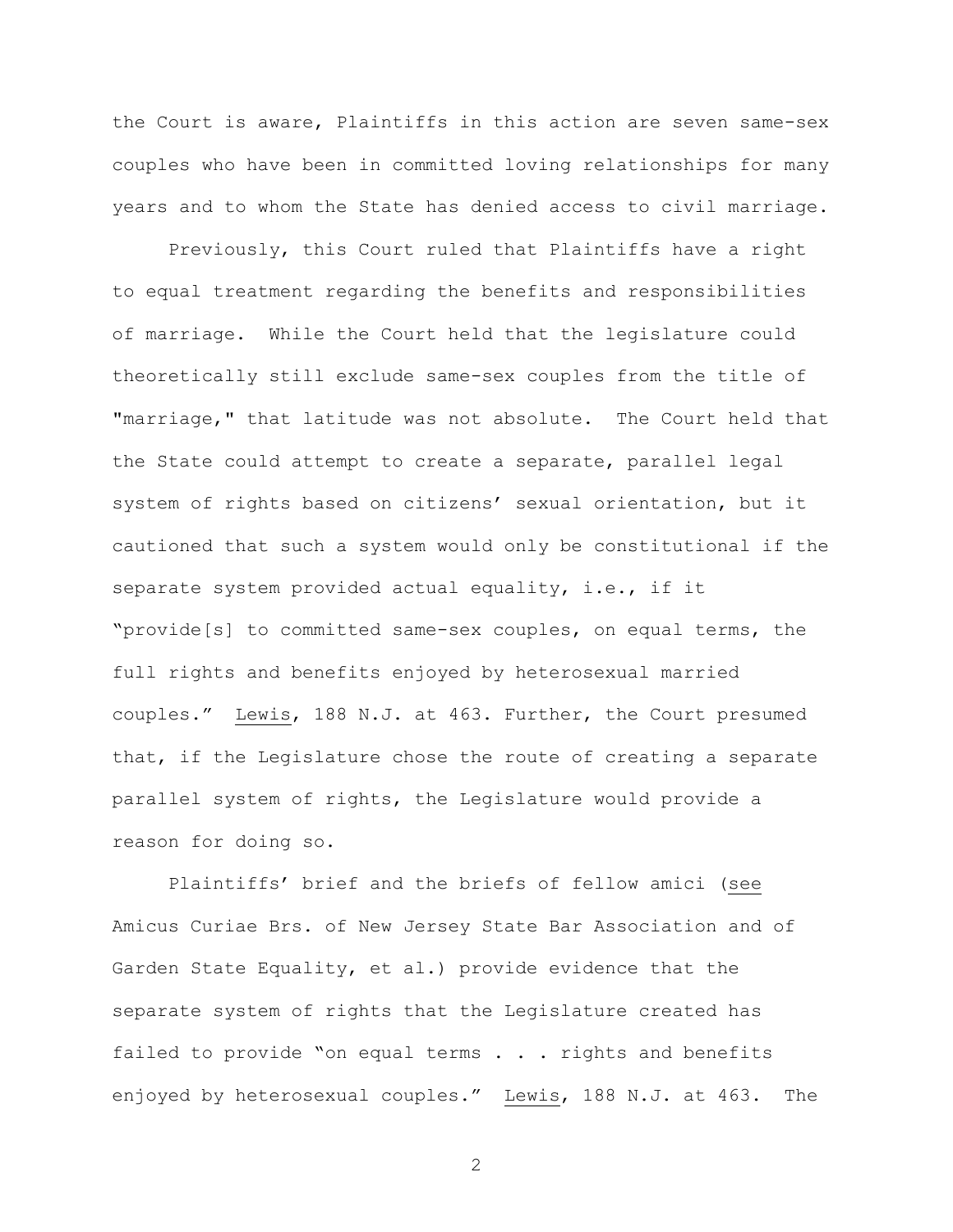the Court is aware, Plaintiffs in this action are seven same-sex couples who have been in committed loving relationships for many years and to whom the State has denied access to civil marriage.

Previously, this Court ruled that Plaintiffs have a right to equal treatment regarding the benefits and responsibilities of marriage. While the Court held that the legislature could theoretically still exclude same-sex couples from the title of "marriage," that latitude was not absolute. The Court held that the State could attempt to create a separate, parallel legal system of rights based on citizens' sexual orientation, but it cautioned that such a system would only be constitutional if the separate system provided actual equality, i.e., if it "provide[s] to committed same-sex couples, on equal terms, the full rights and benefits enjoyed by heterosexual married couples." Lewis, 188 N.J. at 463. Further, the Court presumed that, if the Legislature chose the route of creating a separate parallel system of rights, the Legislature would provide a reason for doing so.

Plaintiffs' brief and the briefs of fellow amici (see Amicus Curiae Brs. of New Jersey State Bar Association and of Garden State Equality, et al.) provide evidence that the separate system of rights that the Legislature created has failed to provide "on equal terms . . . rights and benefits enjoyed by heterosexual couples." Lewis, 188 N.J. at 463. The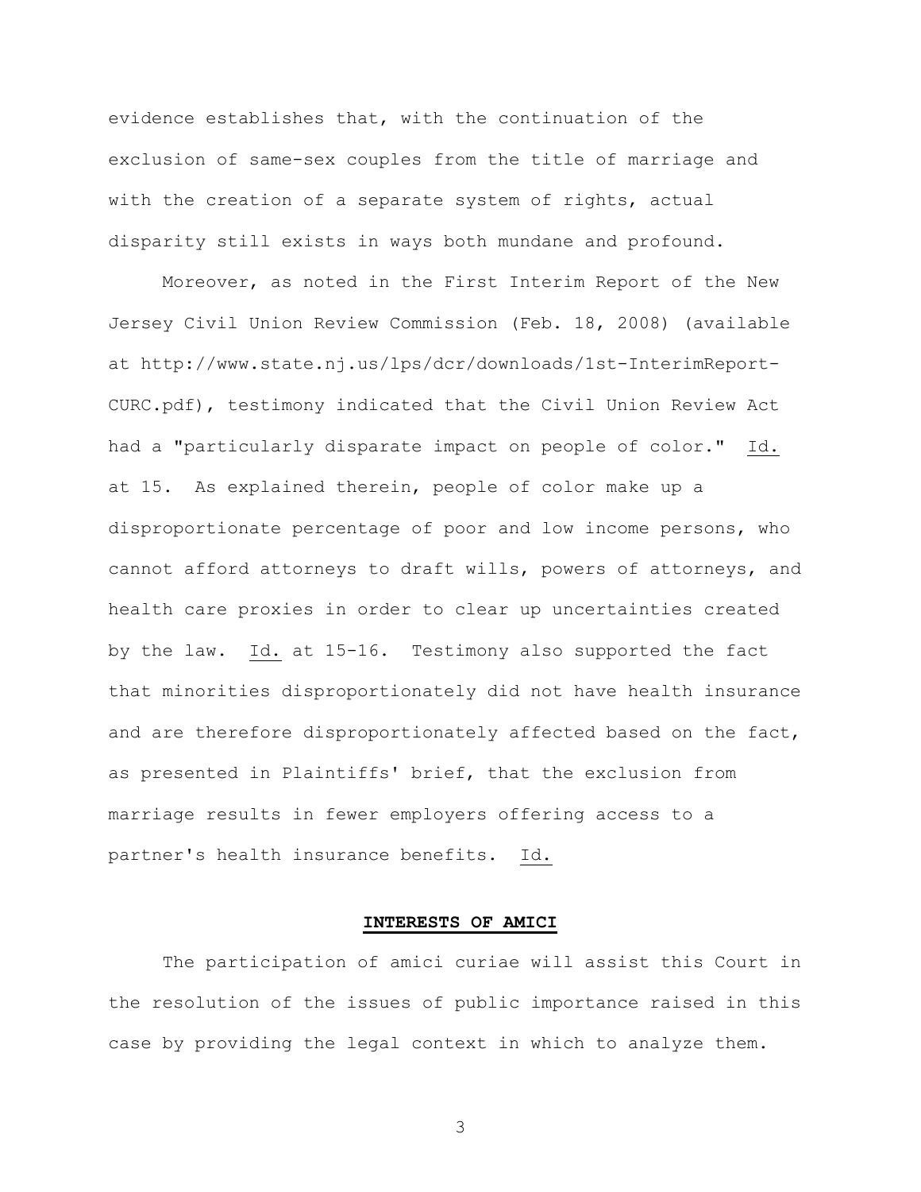evidence establishes that, with the continuation of the exclusion of same-sex couples from the title of marriage and with the creation of a separate system of rights, actual disparity still exists in ways both mundane and profound.

Moreover, as noted in the First Interim Report of the New Jersey Civil Union Review Commission (Feb. 18, 2008) (available at http://www.state.nj.us/lps/dcr/downloads/1st-InterimReport-CURC.pdf), testimony indicated that the Civil Union Review Act had a "particularly disparate impact on people of color." Id. at 15. As explained therein, people of color make up a disproportionate percentage of poor and low income persons, who cannot afford attorneys to draft wills, powers of attorneys, and health care proxies in order to clear up uncertainties created by the law. Id. at 15-16. Testimony also supported the fact that minorities disproportionately did not have health insurance and are therefore disproportionately affected based on the fact, as presented in Plaintiffs' brief, that the exclusion from marriage results in fewer employers offering access to a partner's health insurance benefits. Id.

## INTERESTS OF AMICI

The participation of amici curiae will assist this Court in the resolution of the issues of public importance raised in this case by providing the legal context in which to analyze them.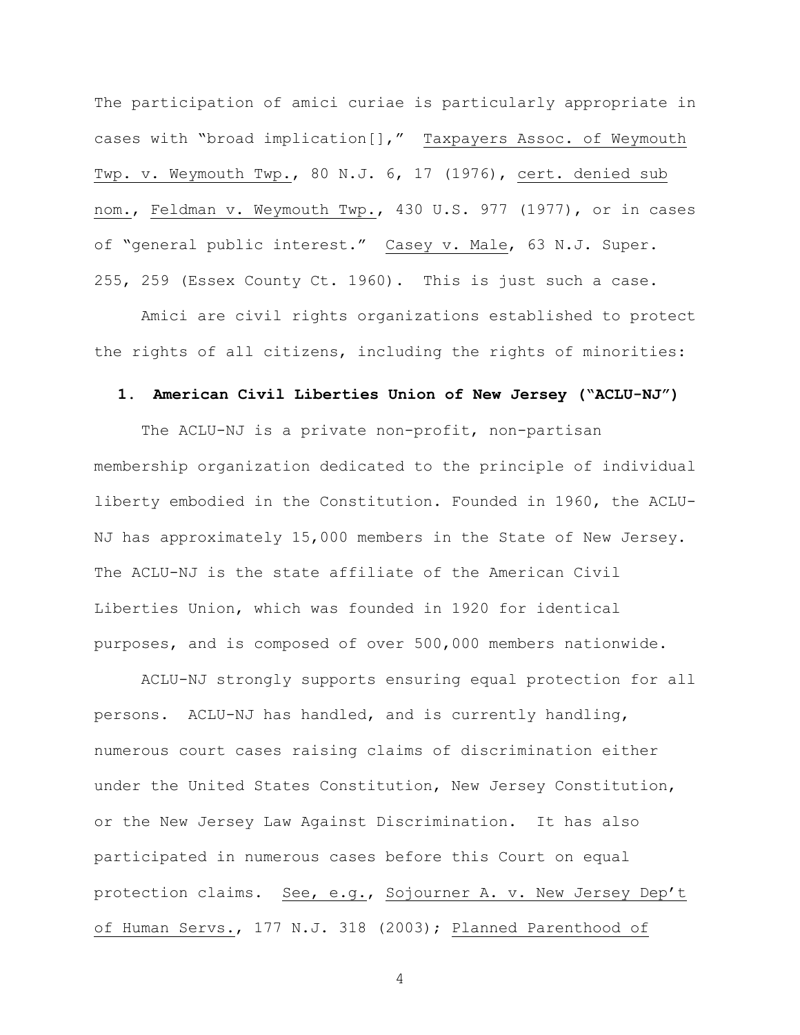The participation of amici curiae is particularly appropriate in cases with "broad implication[]," Taxpayers Assoc. of Weymouth Twp. v. Weymouth Twp., 80 N.J. 6, 17 (1976), cert. denied sub nom., Feldman v. Weymouth Twp., 430 U.S. 977 (1977), or in cases of "general public interest." Casey v. Male, 63 N.J. Super. 255, 259 (Essex County Ct. 1960). This is just such a case.

Amici are civil rights organizations established to protect the rights of all citizens, including the rights of minorities:

**1. American Civil Liberties Union of New Jersey ("ACLU-NJ")**

The ACLU-NJ is a private non-profit, non-partisan membership organization dedicated to the principle of individual liberty embodied in the Constitution. Founded in 1960, the ACLU-NJ has approximately 15,000 members in the State of New Jersey. The ACLU-NJ is the state affiliate of the American Civil Liberties Union, which was founded in 1920 for identical purposes, and is composed of over 500,000 members nationwide.

ACLU-NJ strongly supports ensuring equal protection for all persons. ACLU-NJ has handled, and is currently handling, numerous court cases raising claims of discrimination either under the United States Constitution, New Jersey Constitution, or the New Jersey Law Against Discrimination. It has also participated in numerous cases before this Court on equal protection claims. See, e.g., Sojourner A. v. New Jersey Dep't of Human Servs., 177 N.J. 318 (2003); Planned Parenthood of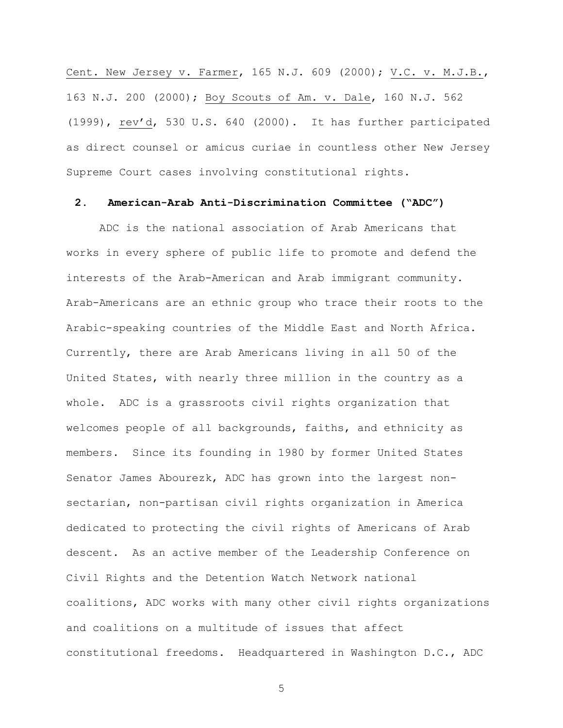Cent. New Jersey v. Farmer, 165 N.J. 609 (2000); V.C. v. M.J.B., 163 N.J. 200 (2000); Boy Scouts of Am. v. Dale, 160 N.J. 562 (1999), rev'd, 530 U.S. 640 (2000). It has further participated as direct counsel or amicus curiae in countless other New Jersey Supreme Court cases involving constitutional rights.

**2. American-Arab Anti-Discrimination Committee ("ADC")**

ADC is the national association of Arab Americans that works in every sphere of public life to promote and defend the interests of the Arab-American and Arab immigrant community. Arab-Americans are an ethnic group who trace their roots to the Arabic-speaking countries of the Middle East and North Africa. Currently, there are Arab Americans living in all 50 of the United States, with nearly three million in the country as a whole. ADC is a grassroots civil rights organization that welcomes people of all backgrounds, faiths, and ethnicity as members. Since its founding in 1980 by former United States Senator James Abourezk, ADC has grown into the largest non-sectarian, non-partisan civil rights organization in America dedicated to protecting the civil rights of Americans of Arab descent. As an active member of the Leadership Conference on Civil Rights and the Detention Watch Network national coalitions, ADC works with many other civil rights organizations and coalitions on a multitude of issues that affect constitutional freedoms. Headquartered in Washington D.C., ADC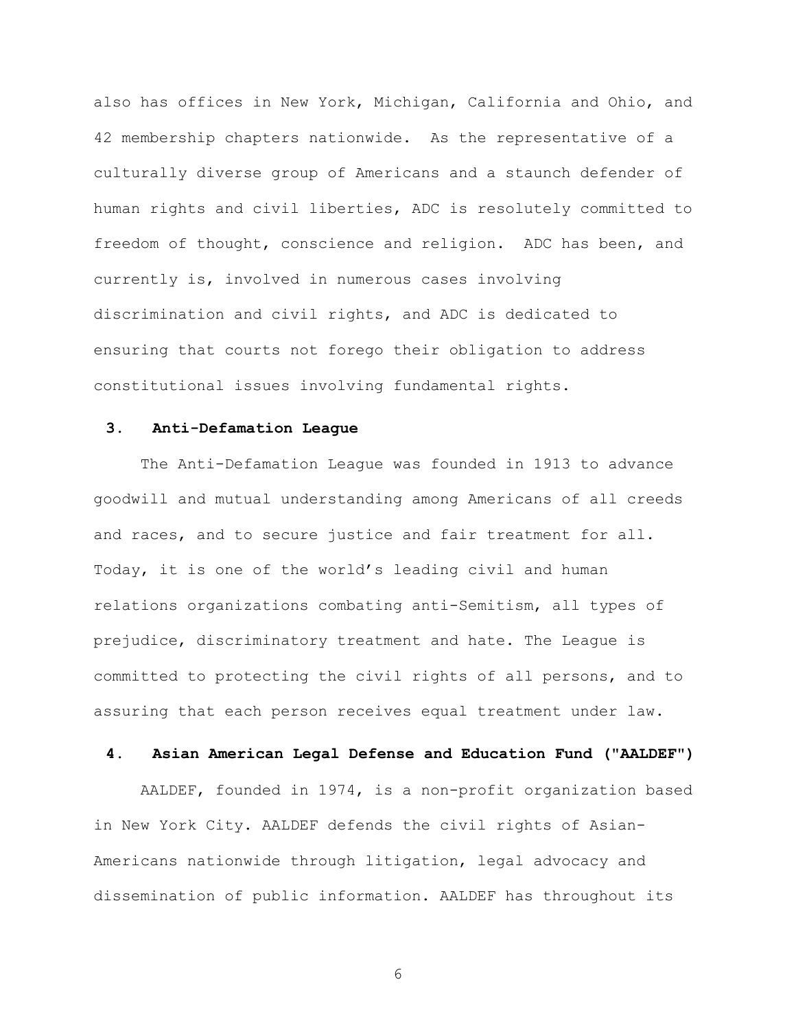also has offices in New York, Michigan, California and Ohio, and 42 membership chapters nationwide. As the representative of a culturally diverse group of Americans and a staunch defender of human rights and civil liberties, ADC is resolutely committed to freedom of thought, conscience and religion. ADC has been, and currently is, involved in numerous cases involving discrimination and civil rights, and ADC is dedicated to ensuring that courts not forego their obligation to address constitutional issues involving fundamental rights.

**3. Anti-Defamation League**

The Anti-Defamation League was founded in 1913 to advance goodwill and mutual understanding among Americans of all creeds and races, and to secure justice and fair treatment for all. Today, it is one of the world's leading civil and human relations organizations combating anti-Semitism, all types of prejudice, discriminatory treatment and hate. The League is committed to protecting the civil rights of all persons, and to assuring that each person receives equal treatment under law.

**4. Asian American Legal Defense and Education Fund ("AALDEF")**

AALDEF, founded in 1974, is a non-profit organization based in New York City. AALDEF defends the civil rights of Asian-Americans nationwide through litigation, legal advocacy and dissemination of public information. AALDEF has throughout its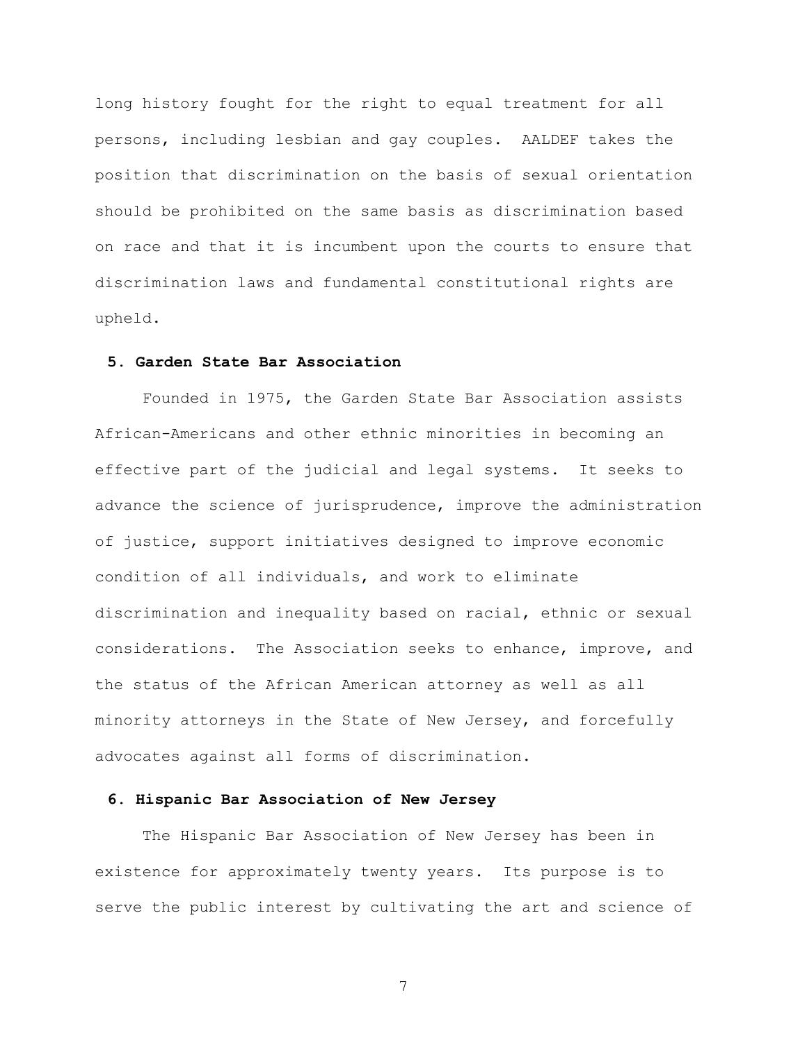long history fought for the right to equal treatment for all persons, including lesbian and gay couples. AALDEF takes the position that discrimination on the basis of sexual orientation should be prohibited on the same basis as discrimination based on race and that it is incumbent upon the courts to ensure that discrimination laws and fundamental constitutional rights are upheld.

**5. Garden State Bar Association**

Founded in 1975, the Garden State Bar Association assists African-Americans and other ethnic minorities in becoming an effective part of the judicial and legal systems. It seeks to advance the science of jurisprudence, improve the administration of justice, support initiatives designed to improve economic condition of all individuals, and work to eliminate discrimination and inequality based on racial, ethnic or sexual considerations. The Association seeks to enhance, improve, and the status of the African American attorney as well as all minority attorneys in the State of New Jersey, and forcefully advocates against all forms of discrimination.

**6. Hispanic Bar Association of New Jersey**

The Hispanic Bar Association of New Jersey has been in existence for approximately twenty years. Its purpose is to serve the public interest by cultivating the art and science of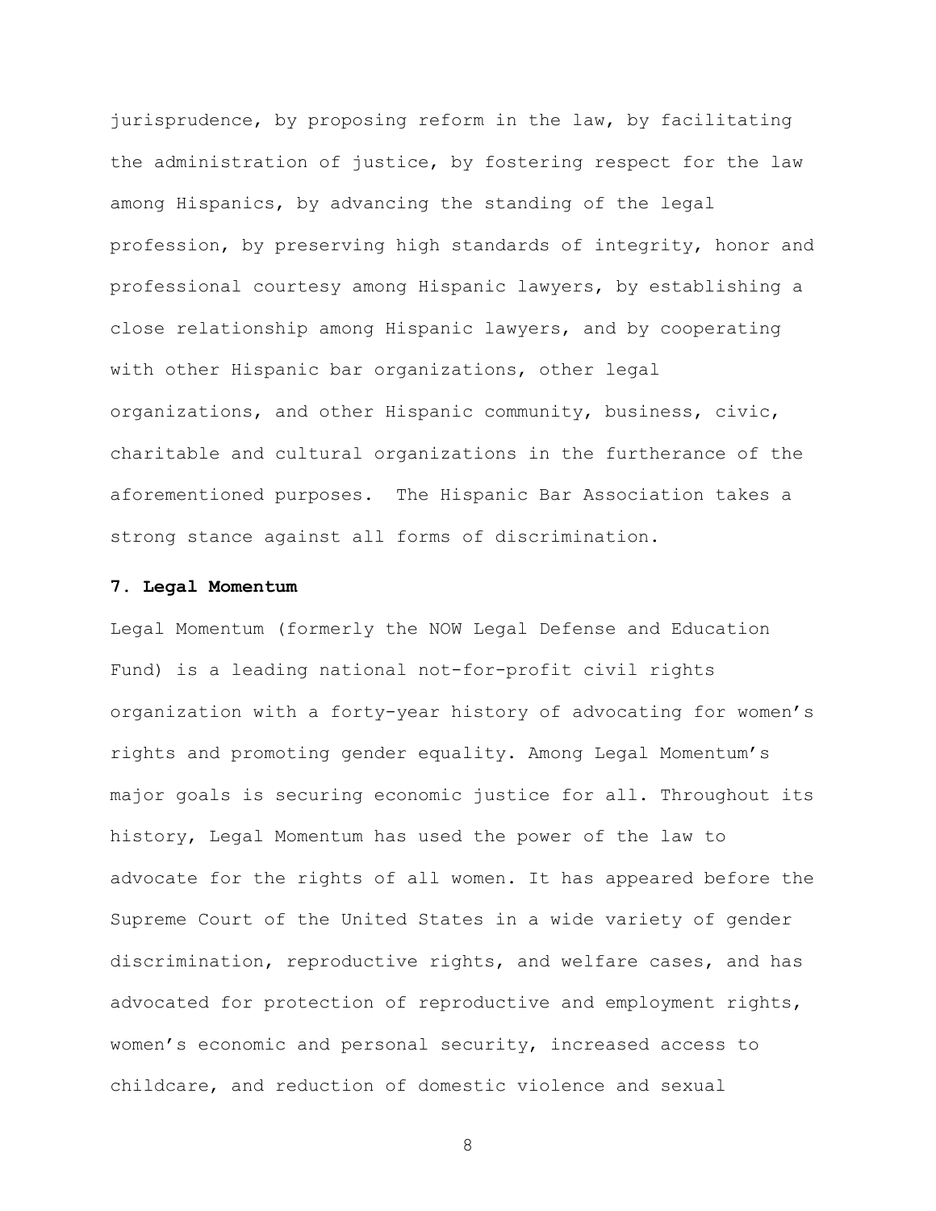jurisprudence, by proposing reform in the law, by facilitating the administration of justice, by fostering respect for the law among Hispanics, by advancing the standing of the legal profession, by preserving high standards of integrity, honor and professional courtesy among Hispanic lawyers, by establishing a close relationship among Hispanic lawyers, and by cooperating with other Hispanic bar organizations, other legal organizations, and other Hispanic community, business, civic, charitable and cultural organizations in the furtherance of the aforementioned purposes. The Hispanic Bar Association takes a strong stance against all forms of discrimination.

**7. Legal Momentum**

Legal Momentum (formerly the NOW Legal Defense and Education Fund) is a leading national not-for-profit civil rights organization with a forty-year history of advocating for women's rights and promoting gender equality. Among Legal Momentum's major goals is securing economic justice for all. Throughout its history, Legal Momentum has used the power of the law to advocate for the rights of all women. It has appeared before the Supreme Court of the United States in a wide variety of gender discrimination, reproductive rights, and welfare cases, and has advocated for protection of reproductive and employment rights, women's economic and personal security, increased access to childcare, and reduction of domestic violence and sexual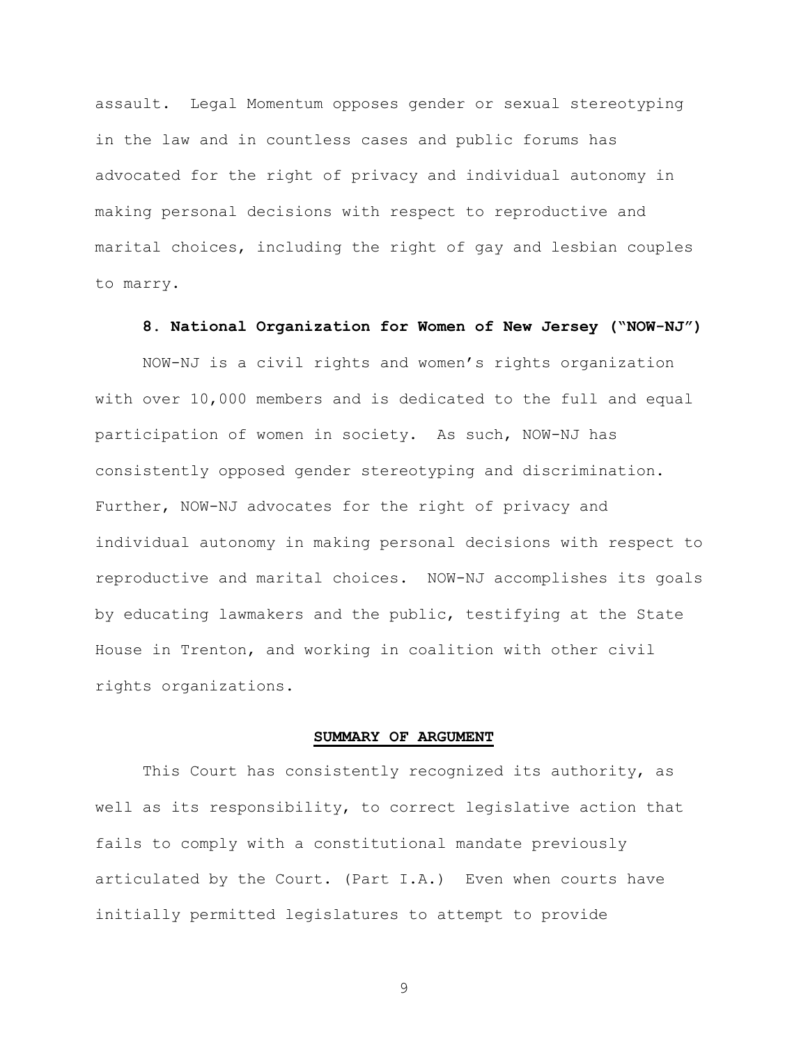assault. Legal Momentum opposes gender or sexual stereotyping in the law and in countless cases and public forums has advocated for the right of privacy and individual autonomy in making personal decisions with respect to reproductive and marital choices, including the right of gay and lesbian couples to marry.

**8. National Organization for Women of New Jersey ("NOW-NJ")**

NOW-NJ is a civil rights and women's rights organization with over 10,000 members and is dedicated to the full and equal participation of women in society. As such, NOW-NJ has consistently opposed gender stereotyping and discrimination. Further, NOW-NJ advocates for the right of privacy and individual autonomy in making personal decisions with respect to reproductive and marital choices. NOW-NJ accomplishes its goals by educating lawmakers and the public, testifying at the State House in Trenton, and working in coalition with other civil rights organizations.

## SUMMARY OF ARGUMENT

This Court has consistently recognized its authority, as well as its responsibility, to correct legislative action that fails to comply with a constitutional mandate previously articulated by the Court. (Part I.A.) Even when courts have initially permitted legislatures to attempt to provide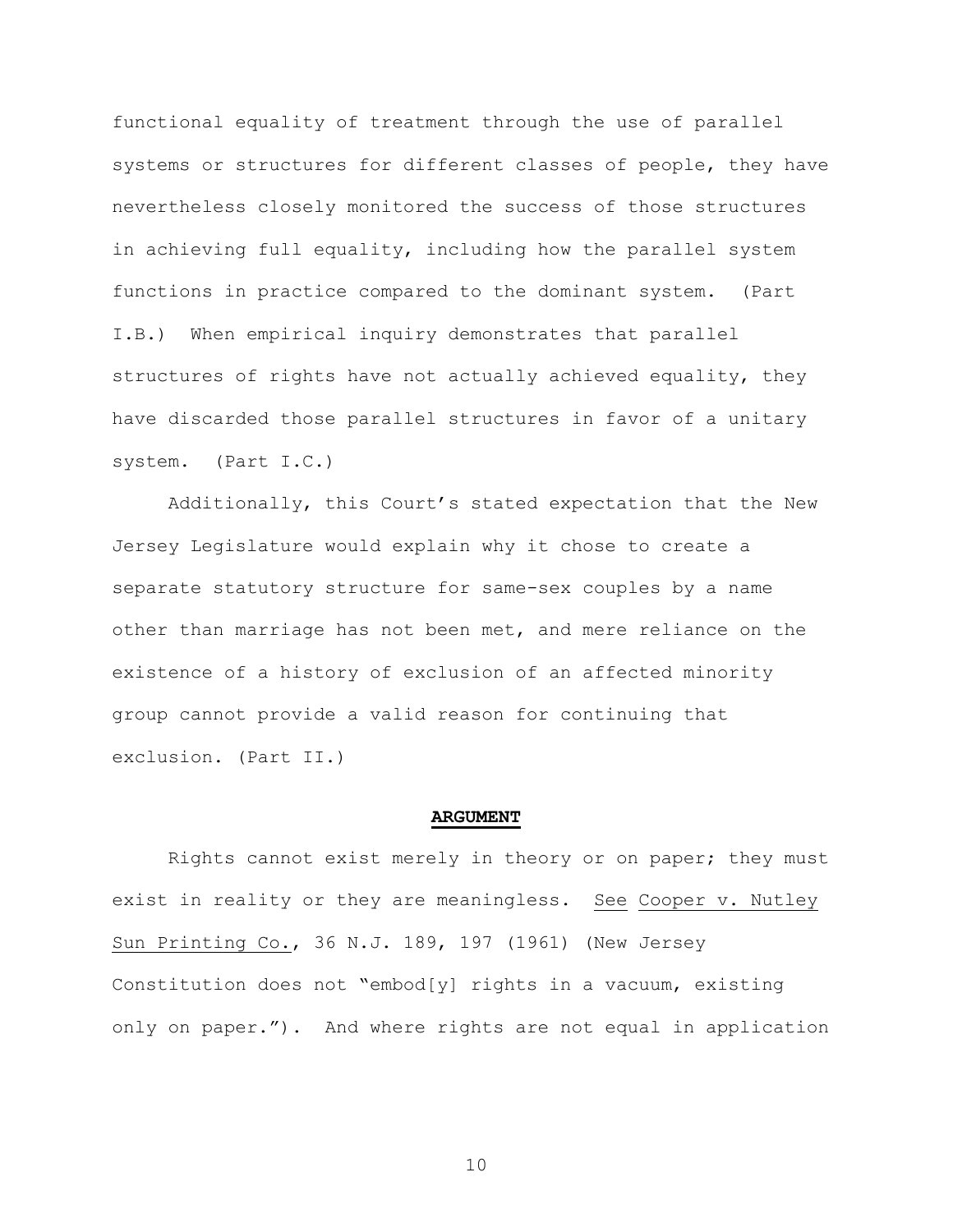functional equality of treatment through the use of parallel systems or structures for different classes of people, they have nevertheless closely monitored the success of those structures in achieving full equality, including how the parallel system functions in practice compared to the dominant system. (Part I.B.) When empirical inquiry demonstrates that parallel structures of rights have not actually achieved equality, they have discarded those parallel structures in favor of a unitary system. (Part I.C.)

Additionally, this Court's stated expectation that the New Jersey Legislature would explain why it chose to create a separate statutory structure for same-sex couples by a name other than marriage has not been met, and mere reliance on the existence of a history of exclusion of an affected minority group cannot provide a valid reason for continuing that exclusion. (Part II.)

## ARGUMENT

Rights cannot exist merely in theory or on paper; they must exist in reality or they are meaningless. See Cooper v. Nutley Sun Printing Co., 36 N.J. 189, 197 (1961) (New Jersey Constitution does not "embod[y] rights in a vacuum, existing only on paper."). And where rights are not equal in application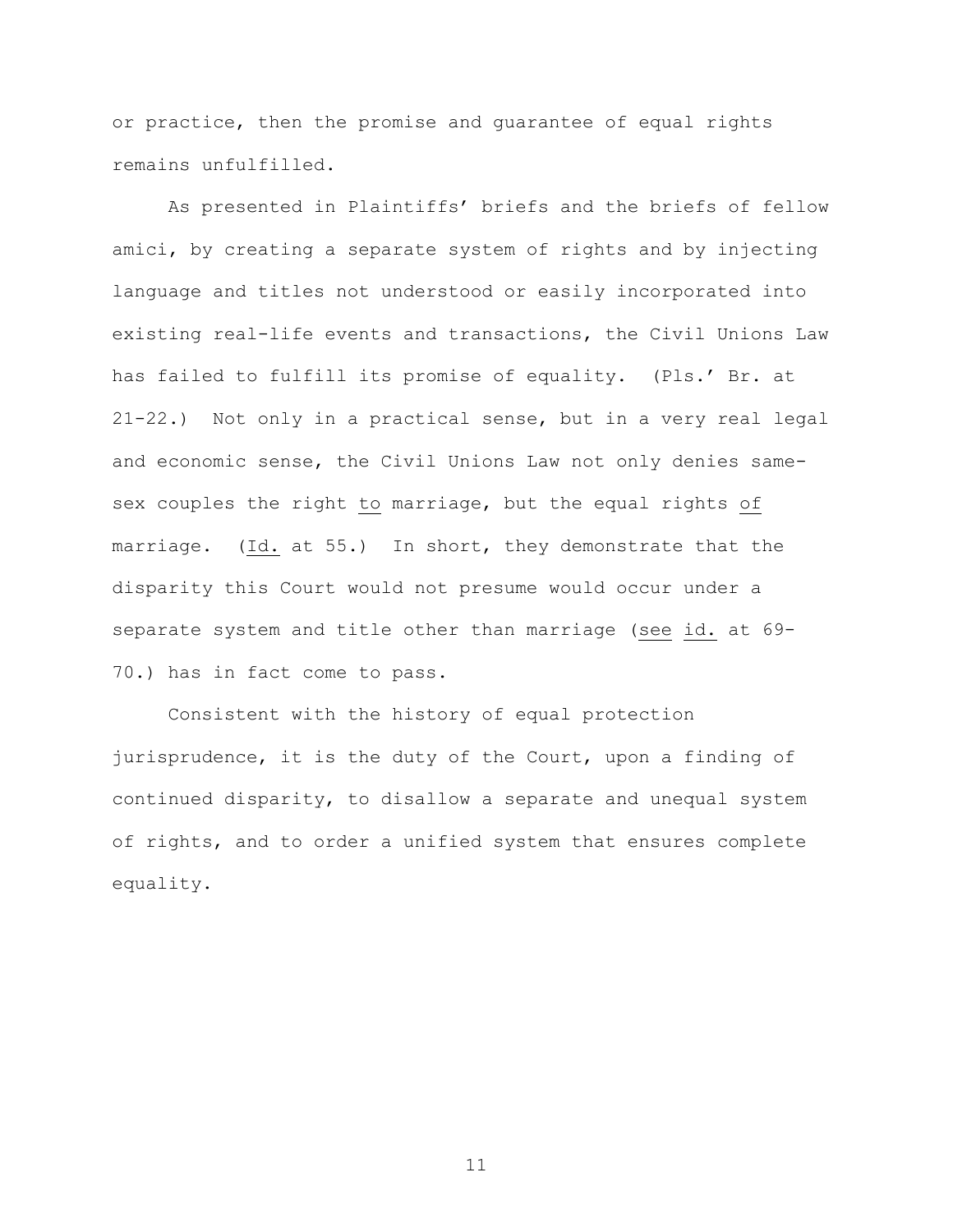or practice, then the promise and guarantee of equal rights remains unfulfilled.

As presented in Plaintiffs' briefs and the briefs of fellow amici, by creating a separate system of rights and by injecting language and titles not understood or easily incorporated into existing real-life events and transactions, the Civil Unions Law has failed to fulfill its promise of equality. (Pls.' Br. at 21-22.) Not only in a practical sense, but in a very real legal and economic sense, the Civil Unions Law not only denies same-sex couples the right to marriage, but the equal rights of marriage. (Id. at 55.) In short, they demonstrate that the disparity this Court would not presume would occur under a separate system and title other than marriage (see id. at 69-70.) has in fact come to pass.

Consistent with the history of equal protection jurisprudence, it is the duty of the Court, upon a finding of continued disparity, to disallow a separate and unequal system of rights, and to order a unified system that ensures complete equality.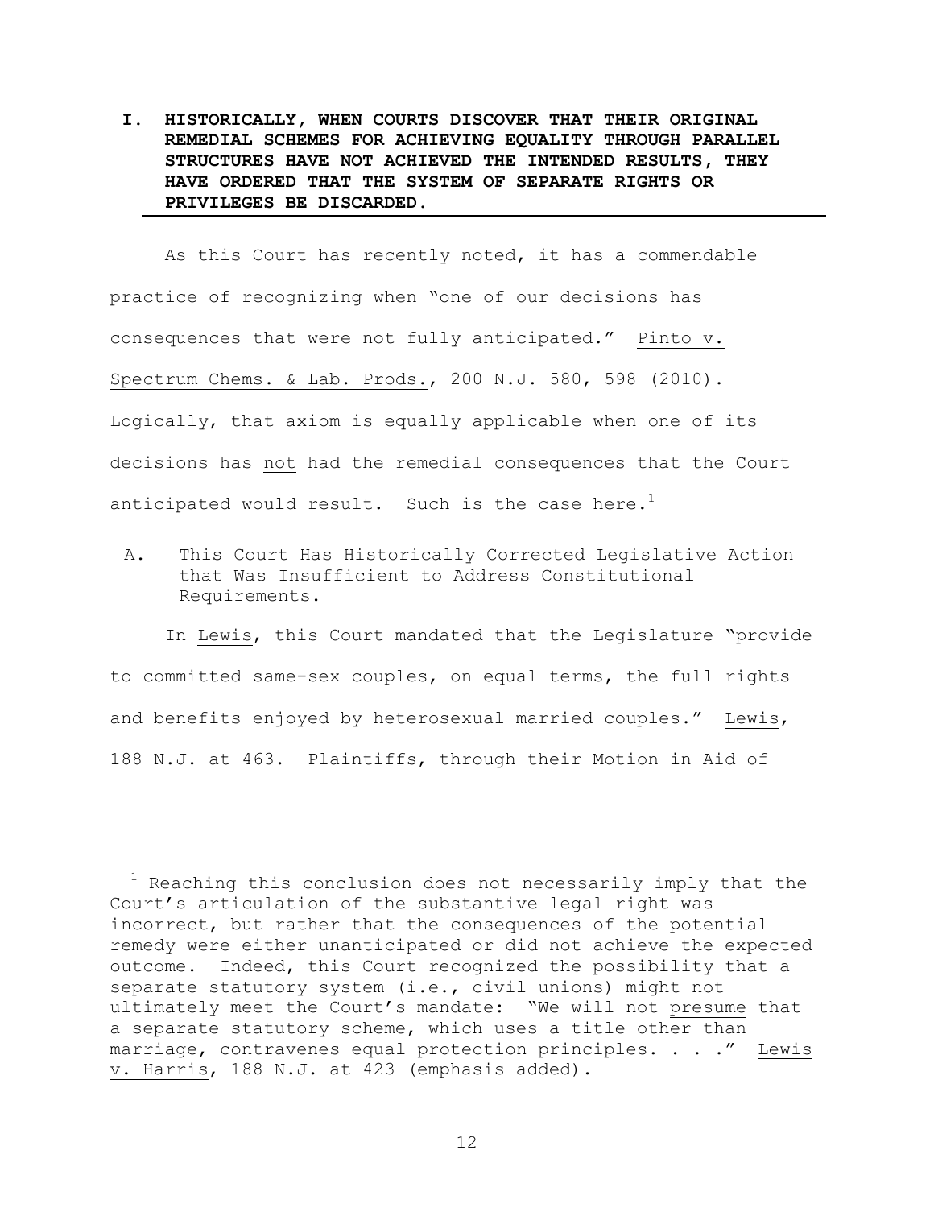## I. HISTORICALLY, WHEN COURTS DISCOVER THAT THEIR ORIGINAL REMEDIAL SCHEMES FOR ACHIEVING EQUALITY THROUGH PARALLEL STRUCTURES HAVE NOT ACHIEVED THE INTENDED RESULTS, THEY HAVE ORDERED THAT THE SYSTEM OF SEPARATE RIGHTS OR PRIVILEGES BE DISCARDED.

As this Court has recently noted, it has a commendable practice of recognizing when "one of our decisions has consequences that were not fully anticipated." Pinto v. Spectrum Chems. & Lab. Prods., 200 N.J. 580, 598 (2010). Logically, that axiom is equally applicable when one of its decisions has not had the remedial consequences that the Court anticipated would result. Such is the case here.[1]

### A. This Court Has Historically Corrected Legislative Action that Was Insufficient to Address Constitutional Requirements.

In Lewis, this Court mandated that the Legislature "provide to committed same-sex couples, on equal terms, the full rights and benefits enjoyed by heterosexual married couples." Lewis, 188 N.J. at 463. Plaintiffs, through their Motion in Aid of

---

[1] Reaching this conclusion does not necessarily imply that the Court's articulation of the substantive legal right was incorrect, but rather that the consequences of the potential remedy were either unanticipated or did not achieve the expected outcome. Indeed, this Court recognized the possibility that a separate statutory system (i.e., civil unions) might not ultimately meet the Court's mandate: "We will not presume that a separate statutory scheme, which uses a title other than marriage, contravenes equal protection principles. . . ." Lewis v. Harris, 188 N.J. at 423 (emphasis added).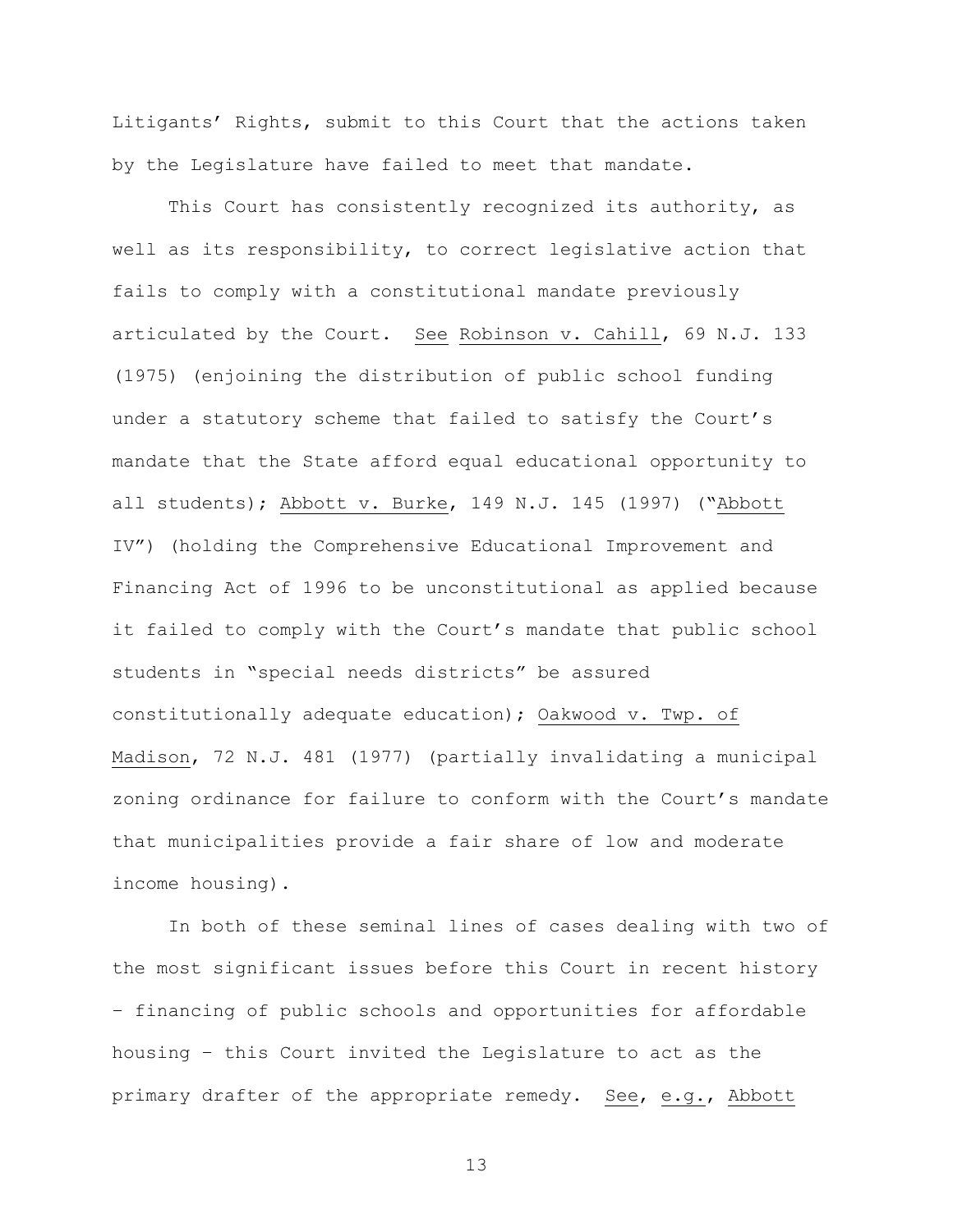Litigants' Rights, submit to this Court that the actions taken by the Legislature have failed to meet that mandate.

This Court has consistently recognized its authority, as well as its responsibility, to correct legislative action that fails to comply with a constitutional mandate previously articulated by the Court. See Robinson v. Cahill, 69 N.J. 133 (1975) (enjoining the distribution of public school funding under a statutory scheme that failed to satisfy the Court's mandate that the State afford equal educational opportunity to all students); Abbott v. Burke, 149 N.J. 145 (1997) ("Abbott IV") (holding the Comprehensive Educational Improvement and Financing Act of 1996 to be unconstitutional as applied because it failed to comply with the Court's mandate that public school students in "special needs districts" be assured constitutionally adequate education); Oakwood v. Twp. of Madison, 72 N.J. 481 (1977) (partially invalidating a municipal zoning ordinance for failure to conform with the Court's mandate that municipalities provide a fair share of low and moderate income housing).

In both of these seminal lines of cases dealing with two of the most significant issues before this Court in recent history – financing of public schools and opportunities for affordable housing – this Court invited the Legislature to act as the primary drafter of the appropriate remedy. See, e.g., Abbott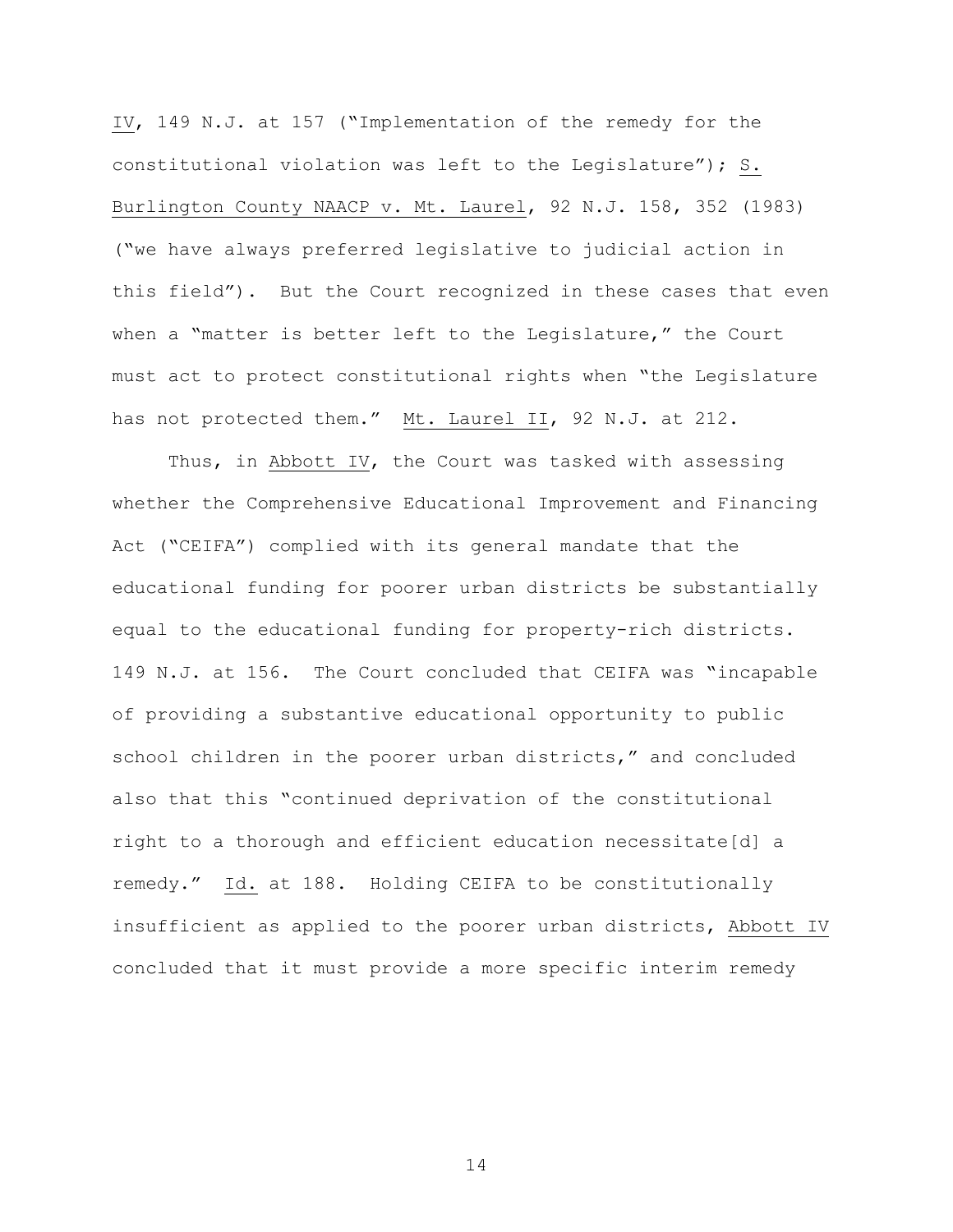IV, 149 N.J. at 157 ("Implementation of the remedy for the constitutional violation was left to the Legislature"); S. Burlington County NAACP v. Mt. Laurel, 92 N.J. 158, 352 (1983) ("we have always preferred legislative to judicial action in this field"). But the Court recognized in these cases that even when a "matter is better left to the Legislature," the Court must act to protect constitutional rights when "the Legislature has not protected them." Mt. Laurel II, 92 N.J. at 212.

Thus, in Abbott IV, the Court was tasked with assessing whether the Comprehensive Educational Improvement and Financing Act ("CEIFA") complied with its general mandate that the educational funding for poorer urban districts be substantially equal to the educational funding for property-rich districts. 149 N.J. at 156. The Court concluded that CEIFA was "incapable of providing a substantive educational opportunity to public school children in the poorer urban districts," and concluded also that this "continued deprivation of the constitutional right to a thorough and efficient education necessitate[d] a remedy." Id. at 188. Holding CEIFA to be constitutionally insufficient as applied to the poorer urban districts, Abbott IV concluded that it must provide a more specific interim remedy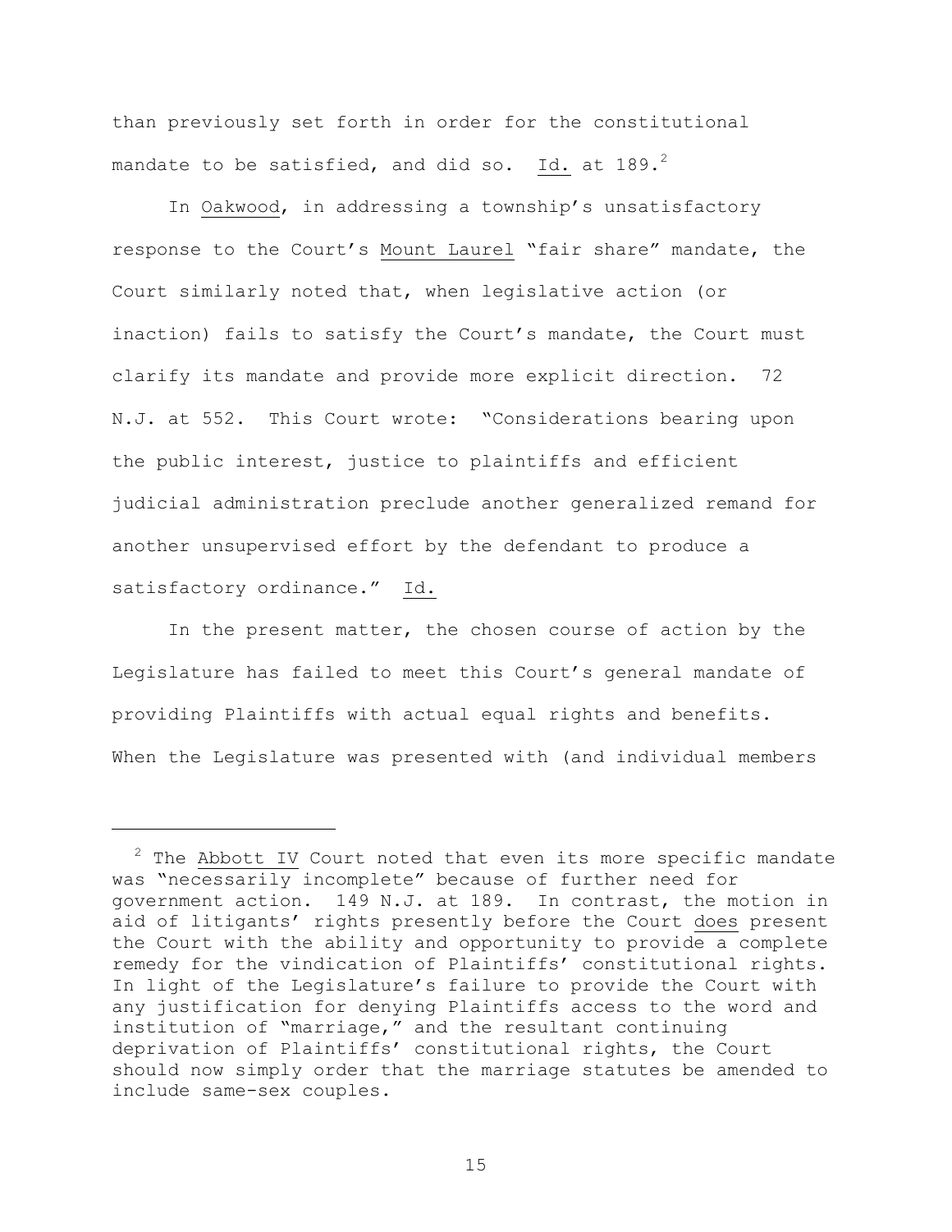than previously set forth in order for the constitutional mandate to be satisfied, and did so. Id. at 189.[2]

In Oakwood, in addressing a township's unsatisfactory response to the Court's Mount Laurel "fair share" mandate, the Court similarly noted that, when legislative action (or inaction) fails to satisfy the Court's mandate, the Court must clarify its mandate and provide more explicit direction. 72 N.J. at 552. This Court wrote: "Considerations bearing upon the public interest, justice to plaintiffs and efficient judicial administration preclude another generalized remand for another unsupervised effort by the defendant to produce a satisfactory ordinance." Id.

In the present matter, the chosen course of action by the Legislature has failed to meet this Court's general mandate of providing Plaintiffs with actual equal rights and benefits. When the Legislature was presented with (and individual members

---

[2] The Abbott IV Court noted that even its more specific mandate was "necessarily incomplete" because of further need for government action. 149 N.J. at 189. In contrast, the motion in aid of litigants' rights presently before the Court does present the Court with the ability and opportunity to provide a complete remedy for the vindication of Plaintiffs' constitutional rights. In light of the Legislature's failure to provide the Court with any justification for denying Plaintiffs access to the word and institution of "marriage," and the resultant continuing deprivation of Plaintiffs' constitutional rights, the Court should now simply order that the marriage statutes be amended to include same-sex couples.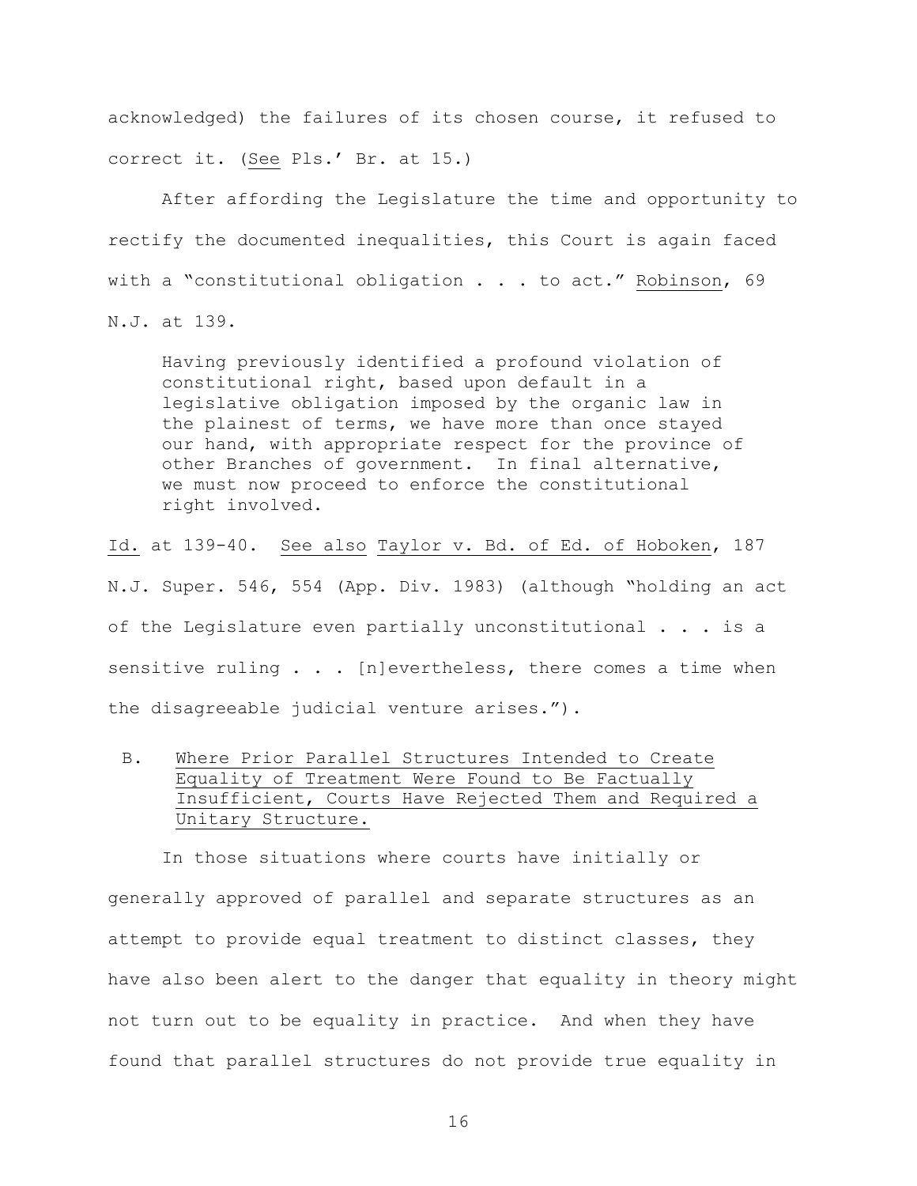acknowledged) the failures of its chosen course, it refused to correct it. (_See_ Pls.' Br. at 15.)

After affording the Legislature the time and opportunity to rectify the documented inequalities, this Court is again faced with a "constitutional obligation . . . to act." _Robinson_, 69 N.J. at 139.

> Having previously identified a profound violation of constitutional right, based upon default in a legislative obligation imposed by the organic law in the plainest of terms, we have more than once stayed our hand, with appropriate respect for the province of other Branches of government. In final alternative, we must now proceed to enforce the constitutional right involved.

_Id._ at 139-40. _See also_ _Taylor v. Bd. of Ed. of Hoboken_, 187 N.J. Super. 546, 554 (App. Div. 1983) (although "holding an act of the Legislature even partially unconstitutional . . . is a sensitive ruling . . . [n]evertheless, there comes a time when the disagreeable judicial venture arises.").

### B. Where Prior Parallel Structures Intended to Create Equality of Treatment Were Found to Be Factually Insufficient, Courts Have Rejected Them and Required a Unitary Structure.

In those situations where courts have initially or generally approved of parallel and separate structures as an attempt to provide equal treatment to distinct classes, they have also been alert to the danger that equality in theory might not turn out to be equality in practice. And when they have found that parallel structures do not provide true equality in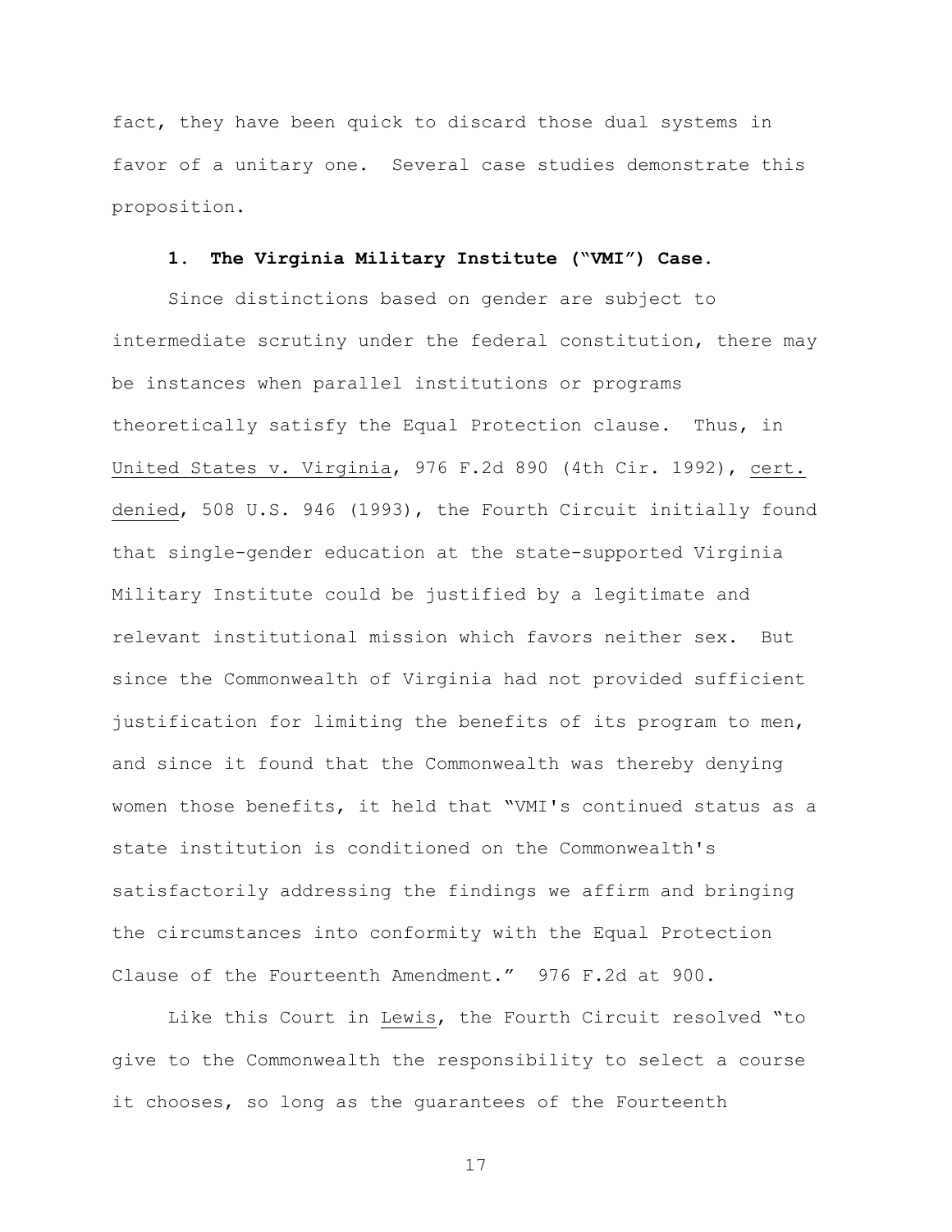fact, they have been quick to discard those dual systems in favor of a unitary one. Several case studies demonstrate this proposition.

**1. The Virginia Military Institute ("VMI") Case.**

Since distinctions based on gender are subject to intermediate scrutiny under the federal constitution, there may be instances when parallel institutions or programs theoretically satisfy the Equal Protection clause. Thus, in United States v. Virginia, 976 F.2d 890 (4th Cir. 1992), cert. denied, 508 U.S. 946 (1993), the Fourth Circuit initially found that single-gender education at the state-supported Virginia Military Institute could be justified by a legitimate and relevant institutional mission which favors neither sex. But since the Commonwealth of Virginia had not provided sufficient justification for limiting the benefits of its program to men, and since it found that the Commonwealth was thereby denying women those benefits, it held that "VMI's continued status as a state institution is conditioned on the Commonwealth's satisfactorily addressing the findings we affirm and bringing the circumstances into conformity with the Equal Protection Clause of the Fourteenth Amendment." 976 F.2d at 900.

Like this Court in Lewis, the Fourth Circuit resolved "to give to the Commonwealth the responsibility to select a course it chooses, so long as the guarantees of the Fourteenth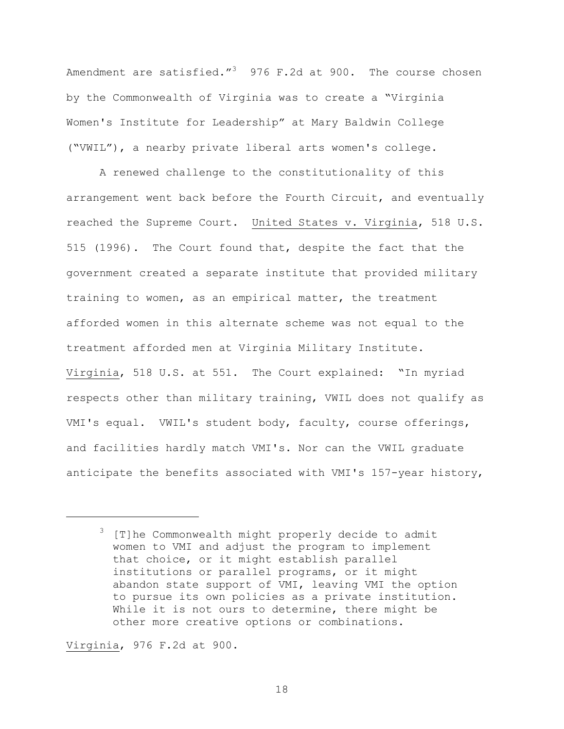Amendment are satisfied."[3] 976 F.2d at 900. The course chosen by the Commonwealth of Virginia was to create a "Virginia Women's Institute for Leadership" at Mary Baldwin College ("VWIL"), a nearby private liberal arts women's college.

A renewed challenge to the constitutionality of this arrangement went back before the Fourth Circuit, and eventually reached the Supreme Court. United States v. Virginia, 518 U.S. 515 (1996). The Court found that, despite the fact that the government created a separate institute that provided military training to women, as an empirical matter, the treatment afforded women in this alternate scheme was not equal to the treatment afforded men at Virginia Military Institute. Virginia, 518 U.S. at 551. The Court explained: "In myriad respects other than military training, VWIL does not qualify as VMI's equal. VWIL's student body, faculty, course offerings, and facilities hardly match VMI's. Nor can the VWIL graduate anticipate the benefits associated with VMI's 157-year history,

---

[3] [T]he Commonwealth might properly decide to admit women to VMI and adjust the program to implement that choice, or it might establish parallel institutions or parallel programs, or it might abandon state support of VMI, leaving VMI the option to pursue its own policies as a private institution. While it is not ours to determine, there might be other more creative options or combinations.

Virginia, 976 F.2d at 900.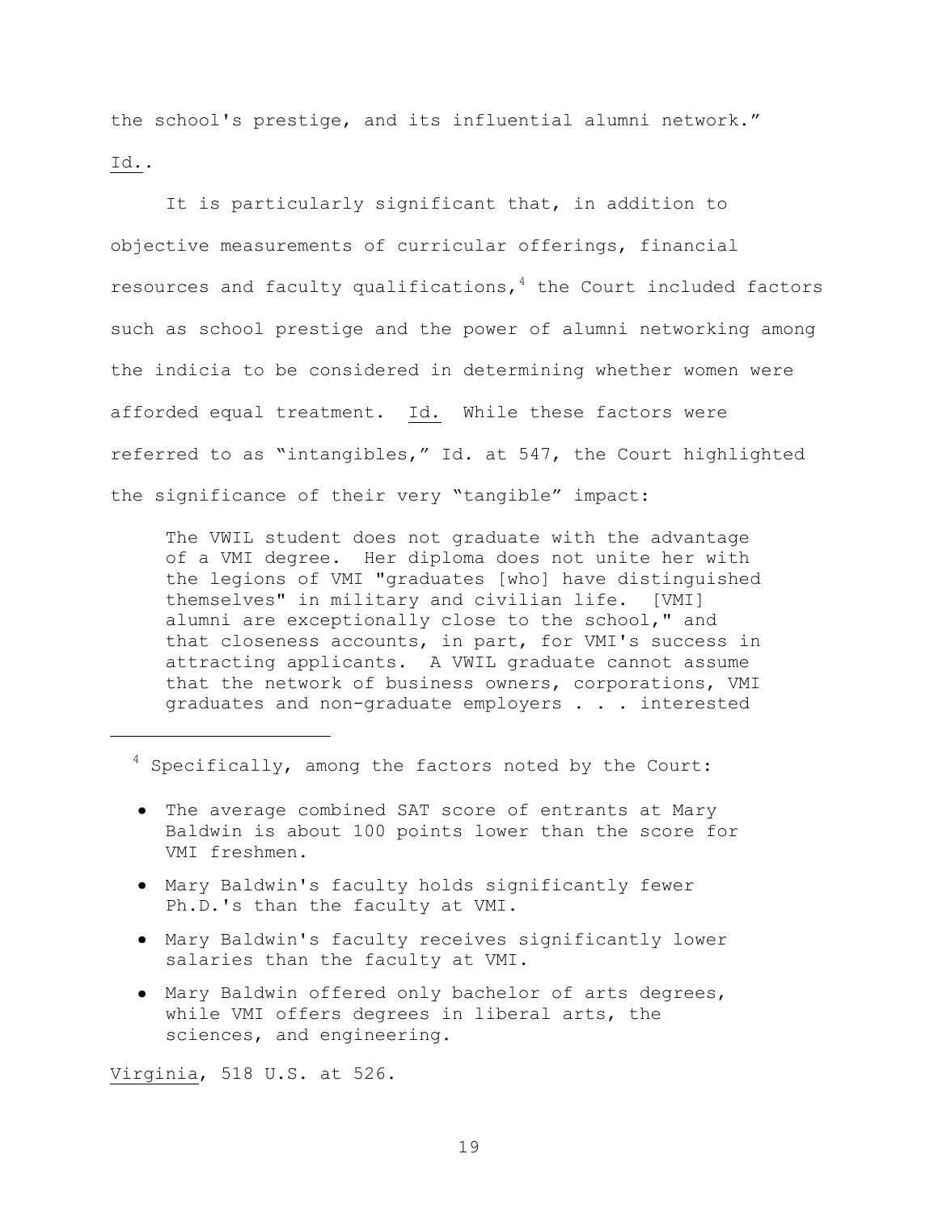the school's prestige, and its influential alumni network." Id..

It is particularly significant that, in addition to objective measurements of curricular offerings, financial resources and faculty qualifications,[4] the Court included factors such as school prestige and the power of alumni networking among the indicia to be considered in determining whether women were afforded equal treatment. Id. While these factors were referred to as "intangibles," Id. at 547, the Court highlighted the significance of their very "tangible" impact:

> The VWIL student does not graduate with the advantage of a VMI degree. Her diploma does not unite her with the legions of VMI "graduates [who] have distinguished themselves" in military and civilian life. [VMI] alumni are exceptionally close to the school," and that closeness accounts, in part, for VMI's success in attracting applicants. A VWIL graduate cannot assume that the network of business owners, corporations, VMI graduates and non-graduate employers . . . interested

---

[4] Specifically, among the factors noted by the Court:

- The average combined SAT score of entrants at Mary Baldwin is about 100 points lower than the score for VMI freshmen.
- Mary Baldwin's faculty holds significantly fewer Ph.D.'s than the faculty at VMI.
- Mary Baldwin's faculty receives significantly lower salaries than the faculty at VMI.
- Mary Baldwin offered only bachelor of arts degrees, while VMI offers degrees in liberal arts, the sciences, and engineering.

Virginia, 518 U.S. at 526.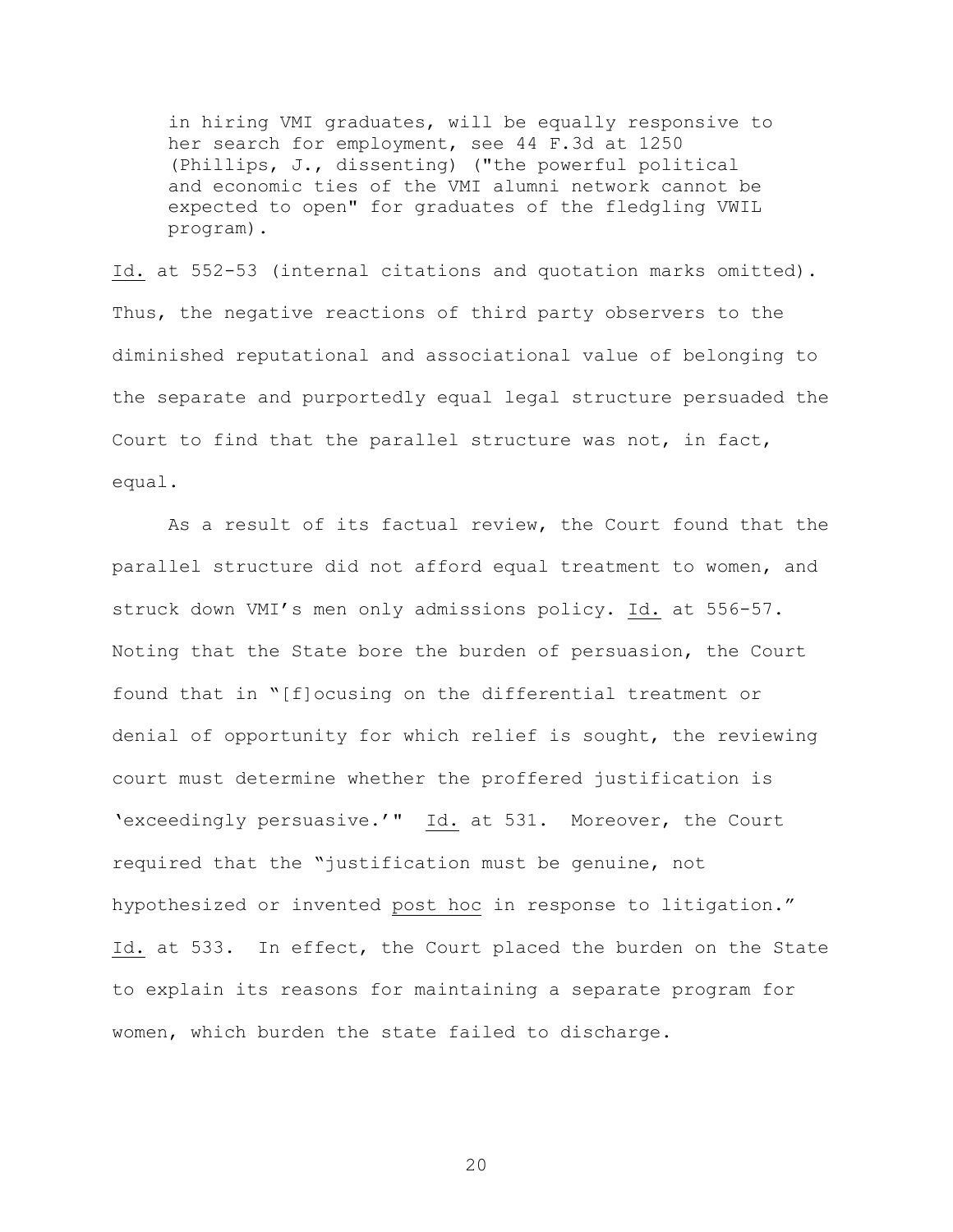> in hiring VMI graduates, will be equally responsive to her search for employment, see 44 F.3d at 1250 (Phillips, J., dissenting) ("the powerful political and economic ties of the VMI alumni network cannot be expected to open" for graduates of the fledgling VWIL program).

Id. at 552-53 (internal citations and quotation marks omitted). Thus, the negative reactions of third party observers to the diminished reputational and associational value of belonging to the separate and purportedly equal legal structure persuaded the Court to find that the parallel structure was not, in fact, equal.

As a result of its factual review, the Court found that the parallel structure did not afford equal treatment to women, and struck down VMI's men only admissions policy. Id. at 556-57. Noting that the State bore the burden of persuasion, the Court found that in "[f]ocusing on the differential treatment or denial of opportunity for which relief is sought, the reviewing court must determine whether the proffered justification is 'exceedingly persuasive.'" Id. at 531. Moreover, the Court required that the "justification must be genuine, not hypothesized or invented post hoc in response to litigation." Id. at 533. In effect, the Court placed the burden on the State to explain its reasons for maintaining a separate program for women, which burden the state failed to discharge.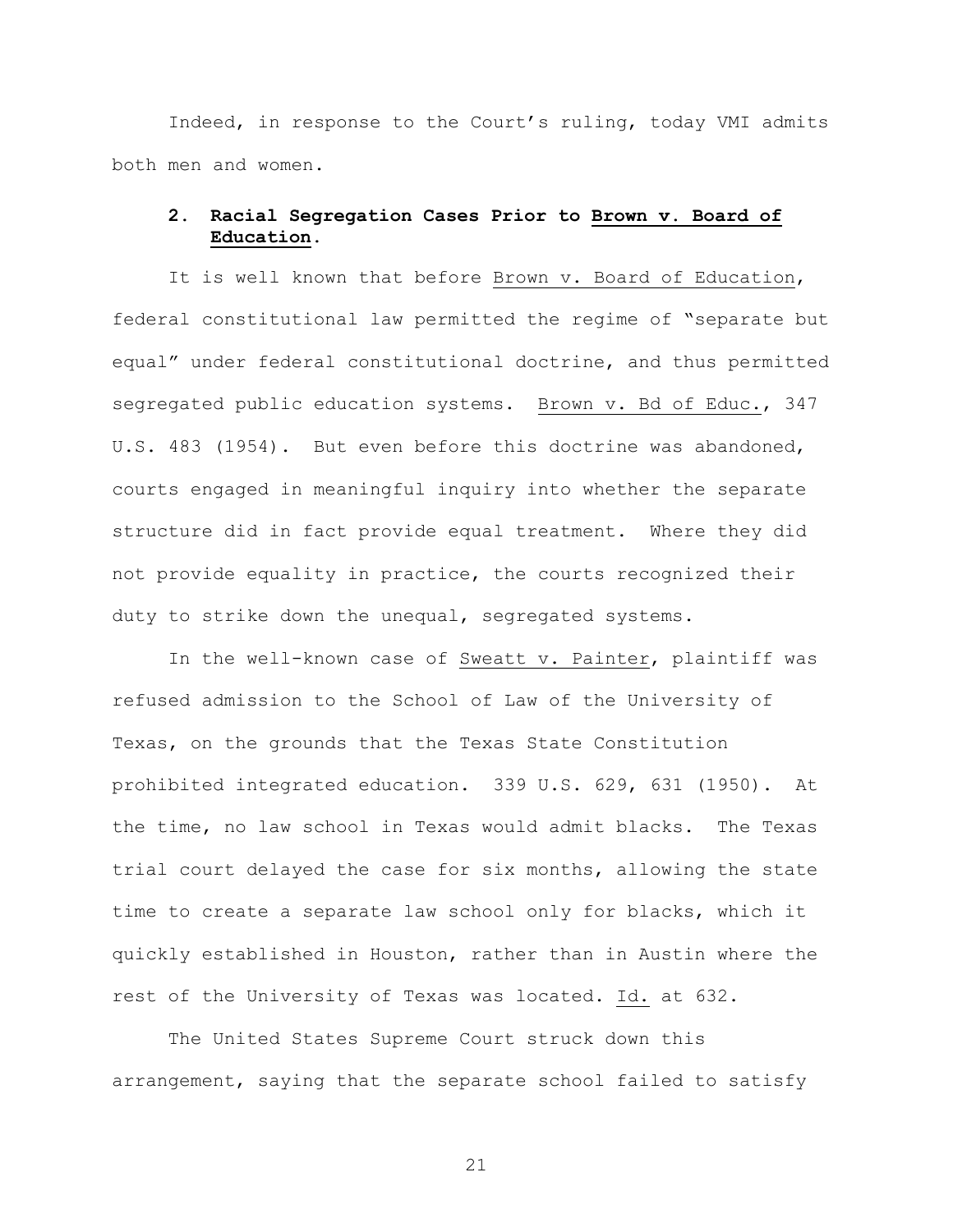Indeed, in response to the Court's ruling, today VMI admits both men and women.

**2. Racial Segregation Cases Prior to <u>Brown v. Board of Education</u>.**

It is well known that before <u>Brown v. Board of Education</u>, federal constitutional law permitted the regime of "separate but equal" under federal constitutional doctrine, and thus permitted segregated public education systems. <u>Brown v. Bd of Educ.</u>, 347 U.S. 483 (1954). But even before this doctrine was abandoned, courts engaged in meaningful inquiry into whether the separate structure did in fact provide equal treatment. Where they did not provide equality in practice, the courts recognized their duty to strike down the unequal, segregated systems.

In the well-known case of <u>Sweatt v. Painter</u>, plaintiff was refused admission to the School of Law of the University of Texas, on the grounds that the Texas State Constitution prohibited integrated education. 339 U.S. 629, 631 (1950). At the time, no law school in Texas would admit blacks. The Texas trial court delayed the case for six months, allowing the state time to create a separate law school only for blacks, which it quickly established in Houston, rather than in Austin where the rest of the University of Texas was located. <u>Id.</u> at 632.

The United States Supreme Court struck down this arrangement, saying that the separate school failed to satisfy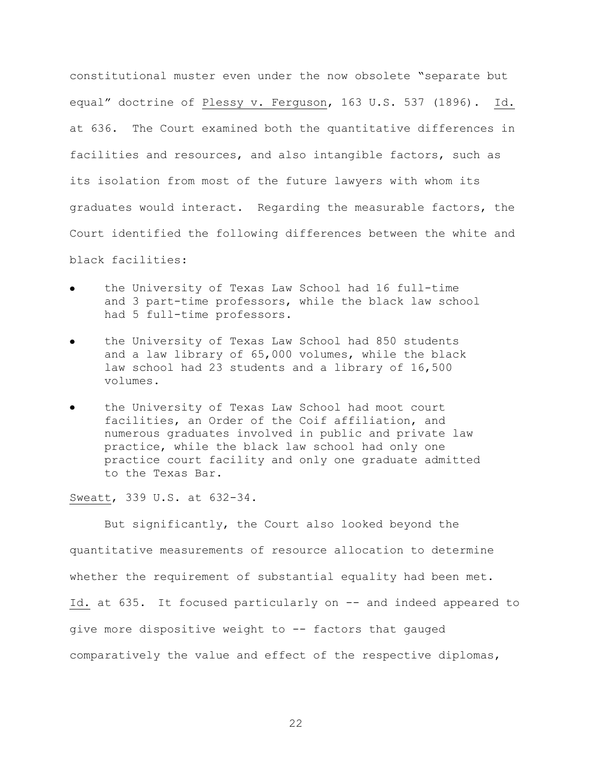constitutional muster even under the now obsolete "separate but equal" doctrine of Plessy v. Ferguson, 163 U.S. 537 (1896). Id. at 636. The Court examined both the quantitative differences in facilities and resources, and also intangible factors, such as its isolation from most of the future lawyers with whom its graduates would interact. Regarding the measurable factors, the Court identified the following differences between the white and black facilities:

- the University of Texas Law School had 16 full-time and 3 part-time professors, while the black law school had 5 full-time professors.
- the University of Texas Law School had 850 students and a law library of 65,000 volumes, while the black law school had 23 students and a library of 16,500 volumes.
- the University of Texas Law School had moot court facilities, an Order of the Coif affiliation, and numerous graduates involved in public and private law practice, while the black law school had only one practice court facility and only one graduate admitted to the Texas Bar.

Sweatt, 339 U.S. at 632-34.

But significantly, the Court also looked beyond the quantitative measurements of resource allocation to determine whether the requirement of substantial equality had been met. Id. at 635. It focused particularly on -- and indeed appeared to give more dispositive weight to -- factors that gauged comparatively the value and effect of the respective diplomas,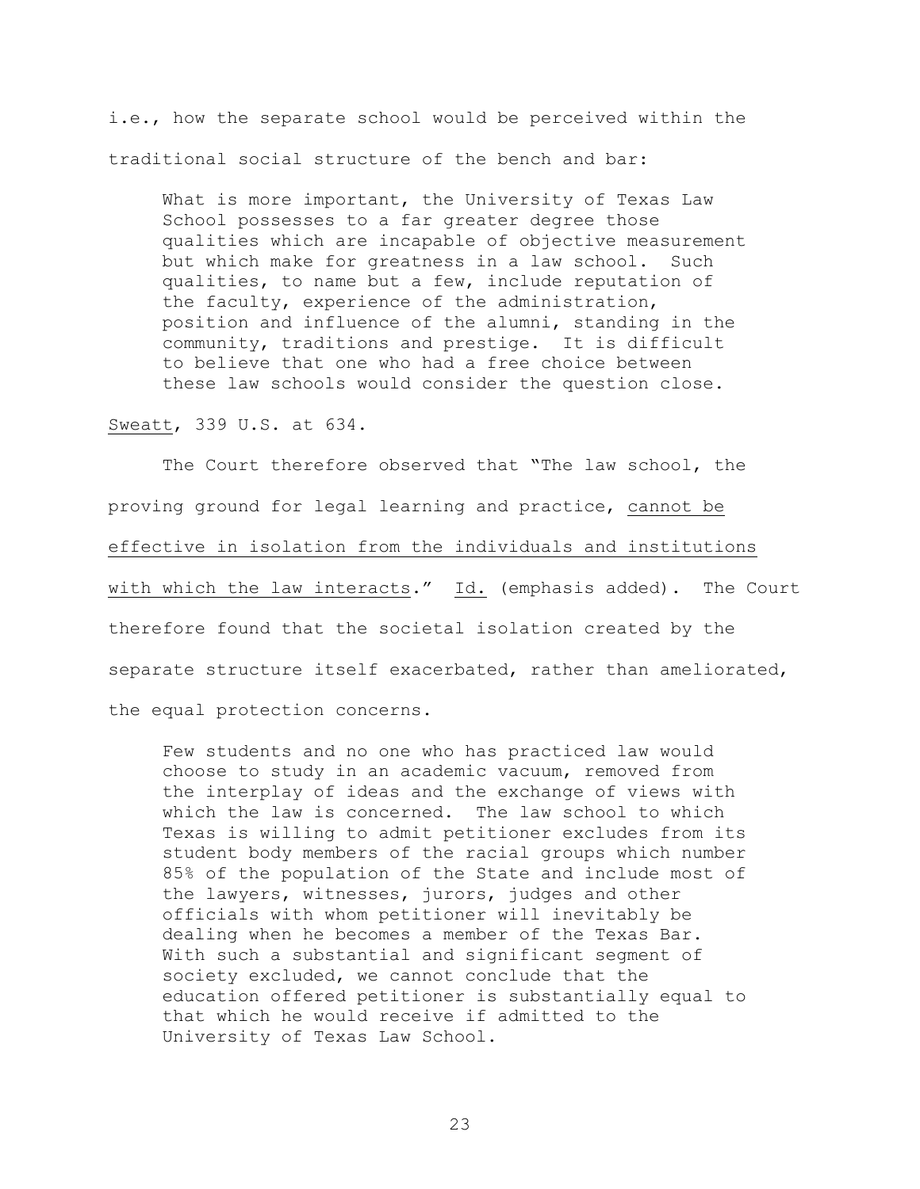i.e., how the separate school would be perceived within the traditional social structure of the bench and bar:

> What is more important, the University of Texas Law School possesses to a far greater degree those qualities which are incapable of objective measurement but which make for greatness in a law school. Such qualities, to name but a few, include reputation of the faculty, experience of the administration, position and influence of the alumni, standing in the community, traditions and prestige. It is difficult to believe that one who had a free choice between these law schools would consider the question close.

<u>Sweatt</u>, 339 U.S. at 634.

The Court therefore observed that "The law school, the proving ground for legal learning and practice, <u>cannot be effective in isolation from the individuals and institutions with which the law interacts</u>." <u>Id.</u> (emphasis added). The Court therefore found that the societal isolation created by the separate structure itself exacerbated, rather than ameliorated, the equal protection concerns.

> Few students and no one who has practiced law would choose to study in an academic vacuum, removed from the interplay of ideas and the exchange of views with which the law is concerned. The law school to which Texas is willing to admit petitioner excludes from its student body members of the racial groups which number 85% of the population of the State and include most of the lawyers, witnesses, jurors, judges and other officials with whom petitioner will inevitably be dealing when he becomes a member of the Texas Bar. With such a substantial and significant segment of society excluded, we cannot conclude that the education offered petitioner is substantially equal to that which he would receive if admitted to the University of Texas Law School.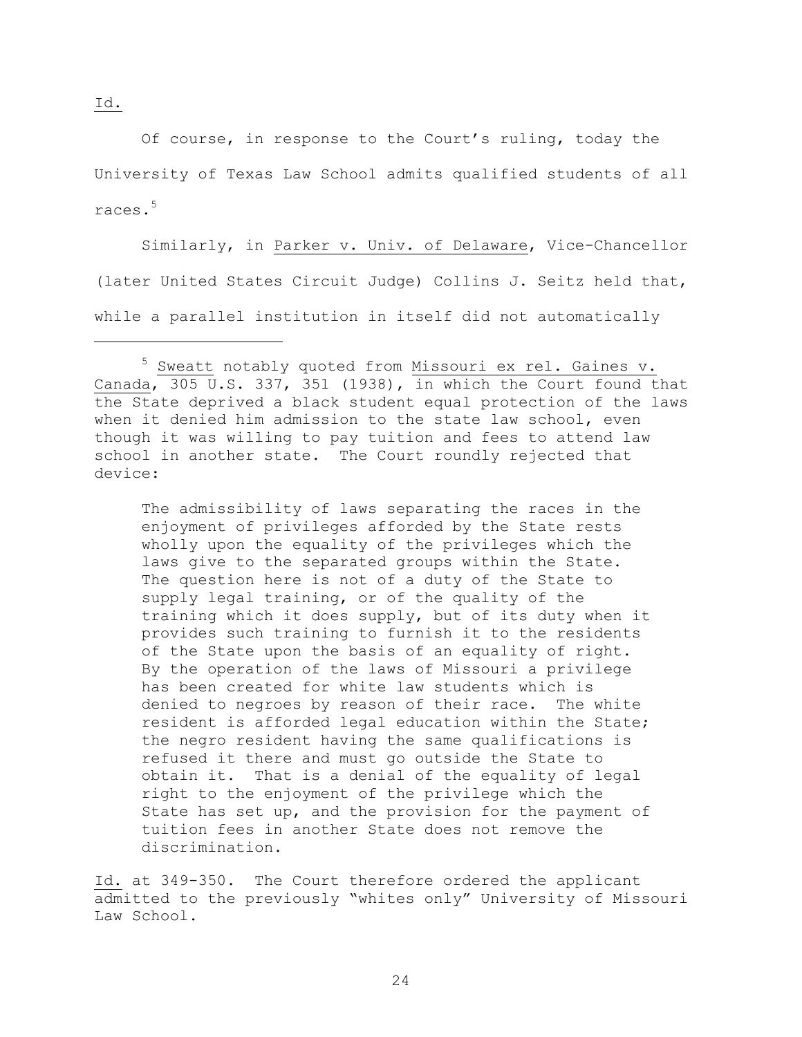Id.

Of course, in response to the Court's ruling, today the University of Texas Law School admits qualified students of all races.[5]

Similarly, in Parker v. Univ. of Delaware, Vice-Chancellor (later United States Circuit Judge) Collins J. Seitz held that, while a parallel institution in itself did not automatically

---

[5] Sweatt notably quoted from Missouri ex rel. Gaines v. Canada, 305 U.S. 337, 351 (1938), in which the Court found that the State deprived a black student equal protection of the laws when it denied him admission to the state law school, even though it was willing to pay tuition and fees to attend law school in another state. The Court roundly rejected that device:

> The admissibility of laws separating the races in the enjoyment of privileges afforded by the State rests wholly upon the equality of the privileges which the laws give to the separated groups within the State. The question here is not of a duty of the State to supply legal training, or of the quality of the training which it does supply, but of its duty when it provides such training to furnish it to the residents of the State upon the basis of an equality of right. By the operation of the laws of Missouri a privilege has been created for white law students which is denied to negroes by reason of their race. The white resident is afforded legal education within the State; the negro resident having the same qualifications is refused it there and must go outside the State to obtain it. That is a denial of the equality of legal right to the enjoyment of the privilege which the State has set up, and the provision for the payment of tuition fees in another State does not remove the discrimination.

Id. at 349-350. The Court therefore ordered the applicant admitted to the previously "whites only" University of Missouri Law School.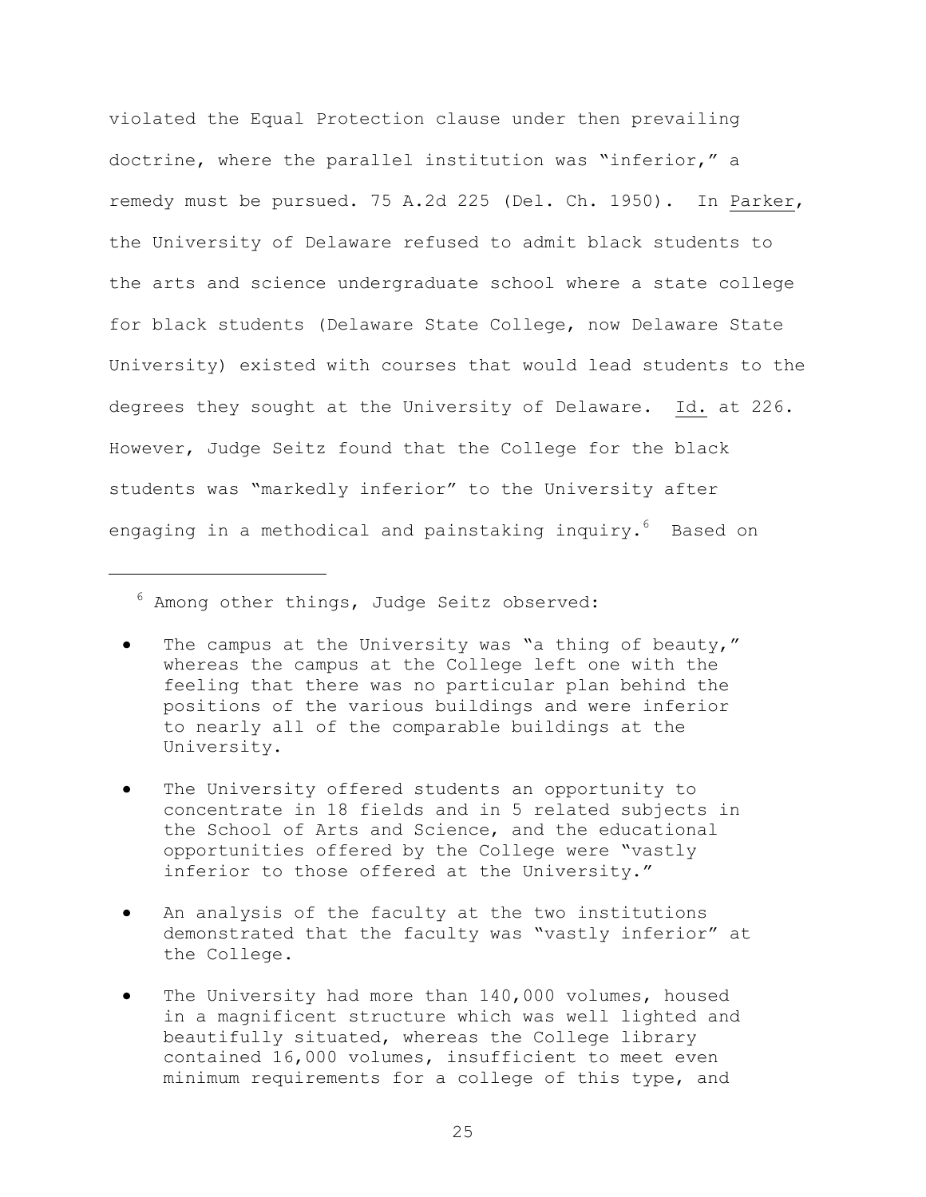violated the Equal Protection clause under then prevailing doctrine, where the parallel institution was "inferior," a remedy must be pursued. 75 A.2d 225 (Del. Ch. 1950). In Parker, the University of Delaware refused to admit black students to the arts and science undergraduate school where a state college for black students (Delaware State College, now Delaware State University) existed with courses that would lead students to the degrees they sought at the University of Delaware. Id. at 226. However, Judge Seitz found that the College for the black students was "markedly inferior" to the University after engaging in a methodical and painstaking inquiry.[6] Based on

---

[6] Among other things, Judge Seitz observed:

- The campus at the University was "a thing of beauty," whereas the campus at the College left one with the feeling that there was no particular plan behind the positions of the various buildings and were inferior to nearly all of the comparable buildings at the University.
- The University offered students an opportunity to concentrate in 18 fields and in 5 related subjects in the School of Arts and Science, and the educational opportunities offered by the College were "vastly inferior to those offered at the University."
- An analysis of the faculty at the two institutions demonstrated that the faculty was "vastly inferior" at the College.
- The University had more than 140,000 volumes, housed in a magnificent structure which was well lighted and beautifully situated, whereas the College library contained 16,000 volumes, insufficient to meet even minimum requirements for a college of this type, and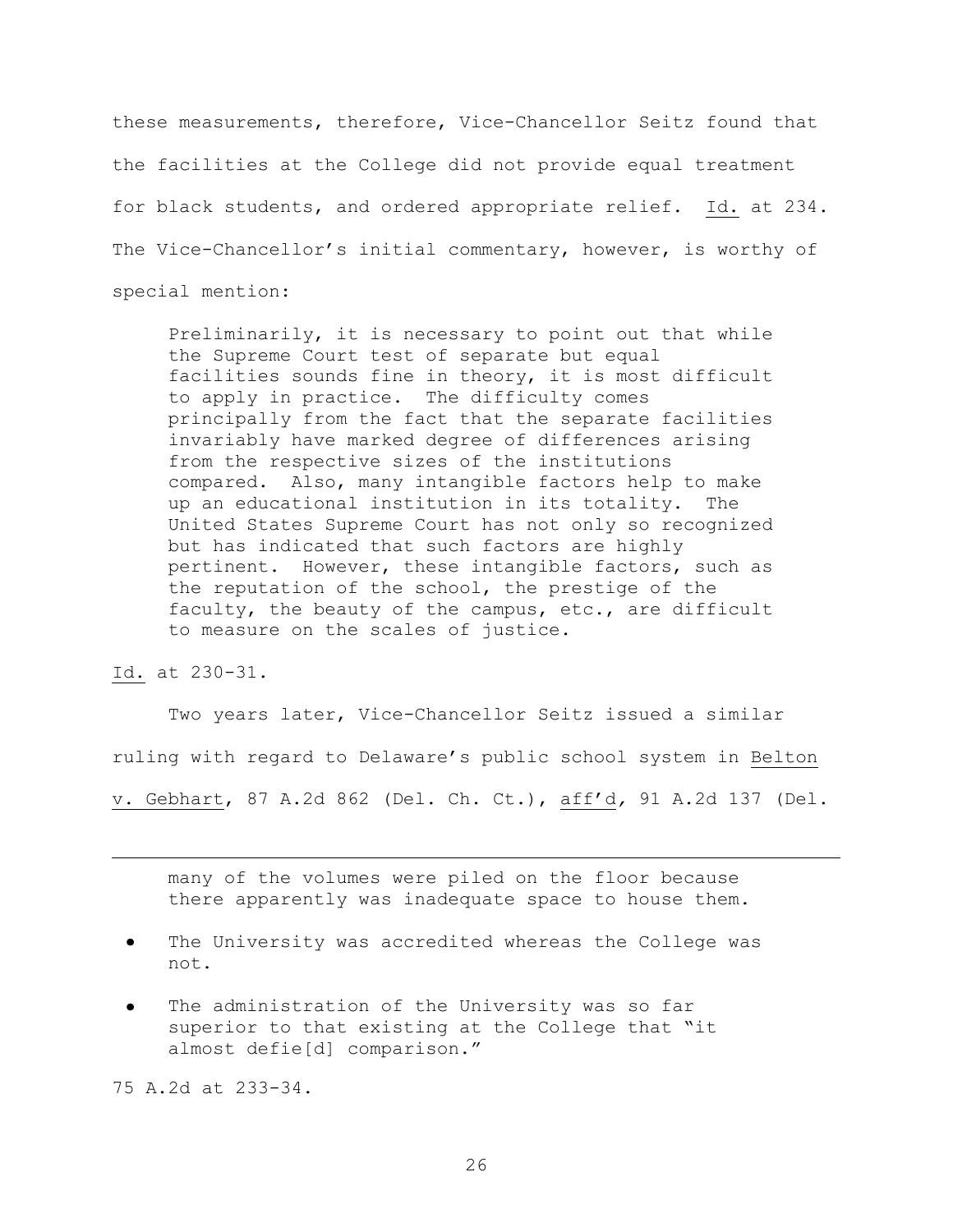these measurements, therefore, Vice-Chancellor Seitz found that the facilities at the College did not provide equal treatment for black students, and ordered appropriate relief. Id. at 234. The Vice-Chancellor's initial commentary, however, is worthy of special mention:

> Preliminarily, it is necessary to point out that while the Supreme Court test of separate but equal facilities sounds fine in theory, it is most difficult to apply in practice. The difficulty comes principally from the fact that the separate facilities invariably have marked degree of differences arising from the respective sizes of the institutions compared. Also, many intangible factors help to make up an educational institution in its totality. The United States Supreme Court has not only so recognized but has indicated that such factors are highly pertinent. However, these intangible factors, such as the reputation of the school, the prestige of the faculty, the beauty of the campus, etc., are difficult to measure on the scales of justice.

Id. at 230-31.

Two years later, Vice-Chancellor Seitz issued a similar ruling with regard to Delaware's public school system in Belton v. Gebhart, 87 A.2d 862 (Del. Ch. Ct.), aff'd, 91 A.2d 137 (Del.

---

> many of the volumes were piled on the floor because there apparently was inadequate space to house them.
>
> - The University was accredited whereas the College was not.
> - The administration of the University was so far superior to that existing at the College that "it almost defie[d] comparison."

75 A.2d at 233-34.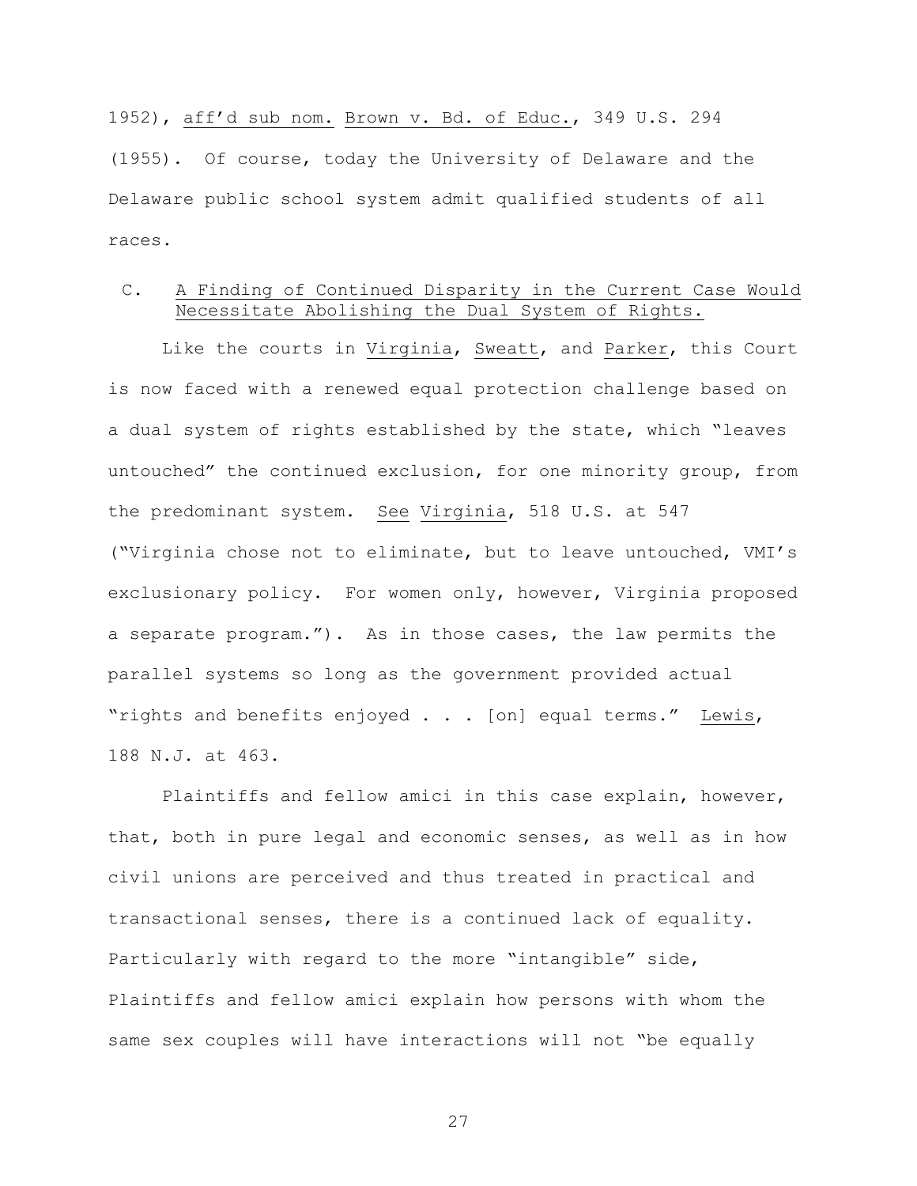1952), _aff'd sub nom._ _Brown v. Bd. of Educ._, 349 U.S. 294 (1955). Of course, today the University of Delaware and the Delaware public school system admit qualified students of all races.

## C. A Finding of Continued Disparity in the Current Case Would Necessitate Abolishing the Dual System of Rights.

Like the courts in _Virginia_, _Sweatt_, and _Parker_, this Court is now faced with a renewed equal protection challenge based on a dual system of rights established by the state, which "leaves untouched" the continued exclusion, for one minority group, from the predominant system. _See_ _Virginia_, 518 U.S. at 547 ("Virginia chose not to eliminate, but to leave untouched, VMI's exclusionary policy. For women only, however, Virginia proposed a separate program."). As in those cases, the law permits the parallel systems so long as the government provided actual "rights and benefits enjoyed . . . [on] equal terms." _Lewis_, 188 N.J. at 463.

Plaintiffs and fellow amici in this case explain, however, that, both in pure legal and economic senses, as well as in how civil unions are perceived and thus treated in practical and transactional senses, there is a continued lack of equality. Particularly with regard to the more "intangible" side, Plaintiffs and fellow amici explain how persons with whom the same sex couples will have interactions will not "be equally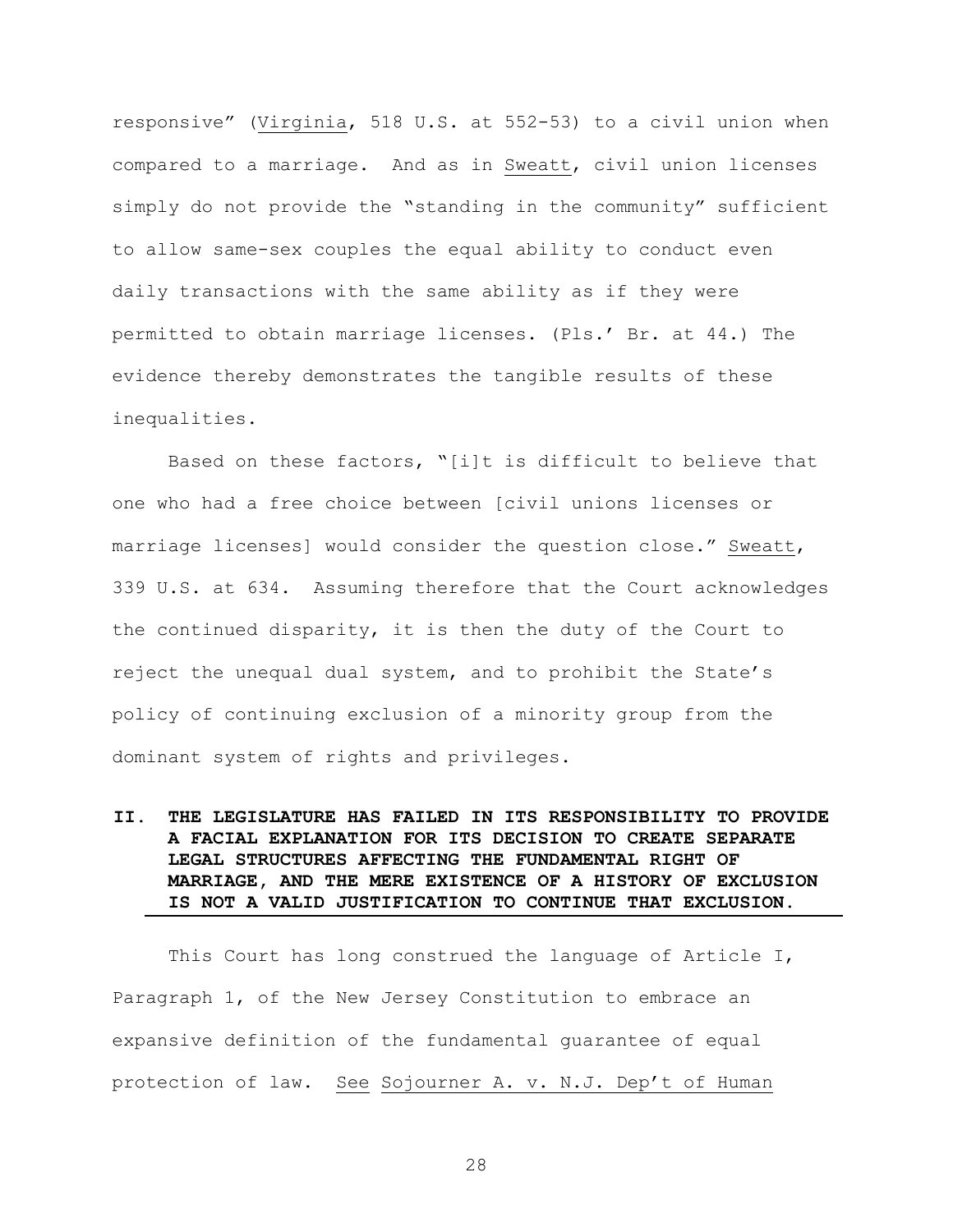responsive” (Virginia, 518 U.S. at 552-53) to a civil union when compared to a marriage. And as in Sweatt, civil union licenses simply do not provide the “standing in the community” sufficient to allow same-sex couples the equal ability to conduct even daily transactions with the same ability as if they were permitted to obtain marriage licenses. (Pls.’ Br. at 44.) The evidence thereby demonstrates the tangible results of these inequalities.

Based on these factors, “[i]t is difficult to believe that one who had a free choice between [civil unions licenses or marriage licenses] would consider the question close.” Sweatt, 339 U.S. at 634. Assuming therefore that the Court acknowledges the continued disparity, it is then the duty of the Court to reject the unequal dual system, and to prohibit the State’s policy of continuing exclusion of a minority group from the dominant system of rights and privileges.

## II. THE LEGISLATURE HAS FAILED IN ITS RESPONSIBILITY TO PROVIDE A FACIAL EXPLANATION FOR ITS DECISION TO CREATE SEPARATE LEGAL STRUCTURES AFFECTING THE FUNDAMENTAL RIGHT OF MARRIAGE, AND THE MERE EXISTENCE OF A HISTORY OF EXCLUSION IS NOT A VALID JUSTIFICATION TO CONTINUE THAT EXCLUSION.

This Court has long construed the language of Article I, Paragraph 1, of the New Jersey Constitution to embrace an expansive definition of the fundamental guarantee of equal protection of law. See Sojourner A. v. N.J. Dep’t of Human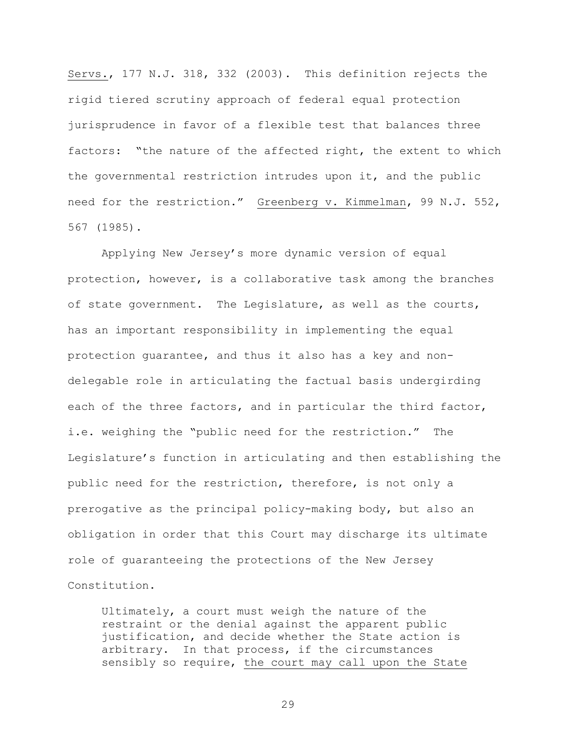Servs., 177 N.J. 318, 332 (2003). This definition rejects the rigid tiered scrutiny approach of federal equal protection jurisprudence in favor of a flexible test that balances three factors: "the nature of the affected right, the extent to which the governmental restriction intrudes upon it, and the public need for the restriction." Greenberg v. Kimmelman, 99 N.J. 552, 567 (1985).

Applying New Jersey's more dynamic version of equal protection, however, is a collaborative task among the branches of state government. The Legislature, as well as the courts, has an important responsibility in implementing the equal protection guarantee, and thus it also has a key and non-delegable role in articulating the factual basis undergirding each of the three factors, and in particular the third factor, i.e. weighing the "public need for the restriction." The Legislature's function in articulating and then establishing the public need for the restriction, therefore, is not only a prerogative as the principal policy-making body, but also an obligation in order that this Court may discharge its ultimate role of guaranteeing the protections of the New Jersey Constitution.

> Ultimately, a court must weigh the nature of the restraint or the denial against the apparent public justification, and decide whether the State action is arbitrary. In that process, if the circumstances sensibly so require, the court may call upon the State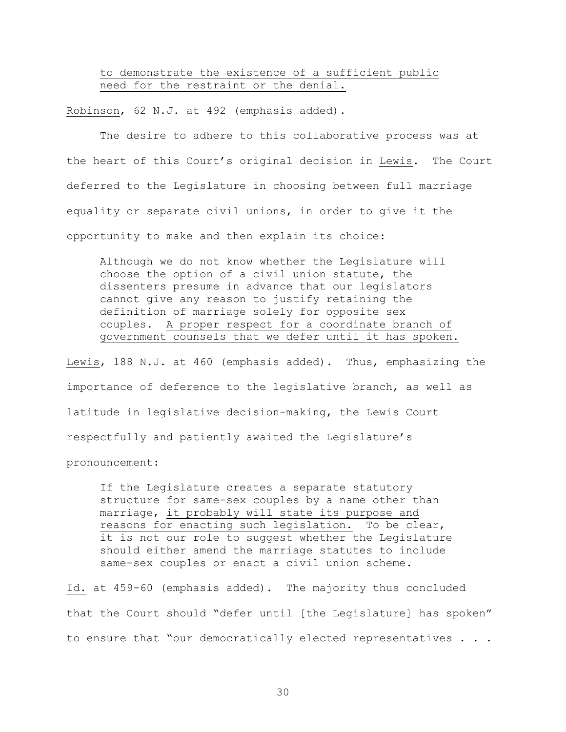> <u>to demonstrate the existence of a sufficient public need for the restraint or the denial.</u>

<u>Robinson</u>, 62 N.J. at 492 (emphasis added).

The desire to adhere to this collaborative process was at the heart of this Court's original decision in <u>Lewis</u>. The Court deferred to the Legislature in choosing between full marriage equality or separate civil unions, in order to give it the opportunity to make and then explain its choice:

> Although we do not know whether the Legislature will choose the option of a civil union statute, the dissenters presume in advance that our legislators cannot give any reason to justify retaining the definition of marriage solely for opposite sex couples. <u>A proper respect for a coordinate branch of government counsels that we defer until it has spoken.</u>

<u>Lewis</u>, 188 N.J. at 460 (emphasis added). Thus, emphasizing the importance of deference to the legislative branch, as well as latitude in legislative decision-making, the <u>Lewis</u> Court respectfully and patiently awaited the Legislature's pronouncement:

> If the Legislature creates a separate statutory structure for same-sex couples by a name other than marriage, <u>it probably will state its purpose and reasons for enacting such legislation.</u> To be clear, it is not our role to suggest whether the Legislature should either amend the marriage statutes to include same-sex couples or enact a civil union scheme.

<u>Id.</u> at 459-60 (emphasis added). The majority thus concluded that the Court should "defer until [the Legislature] has spoken" to ensure that "our democratically elected representatives . . .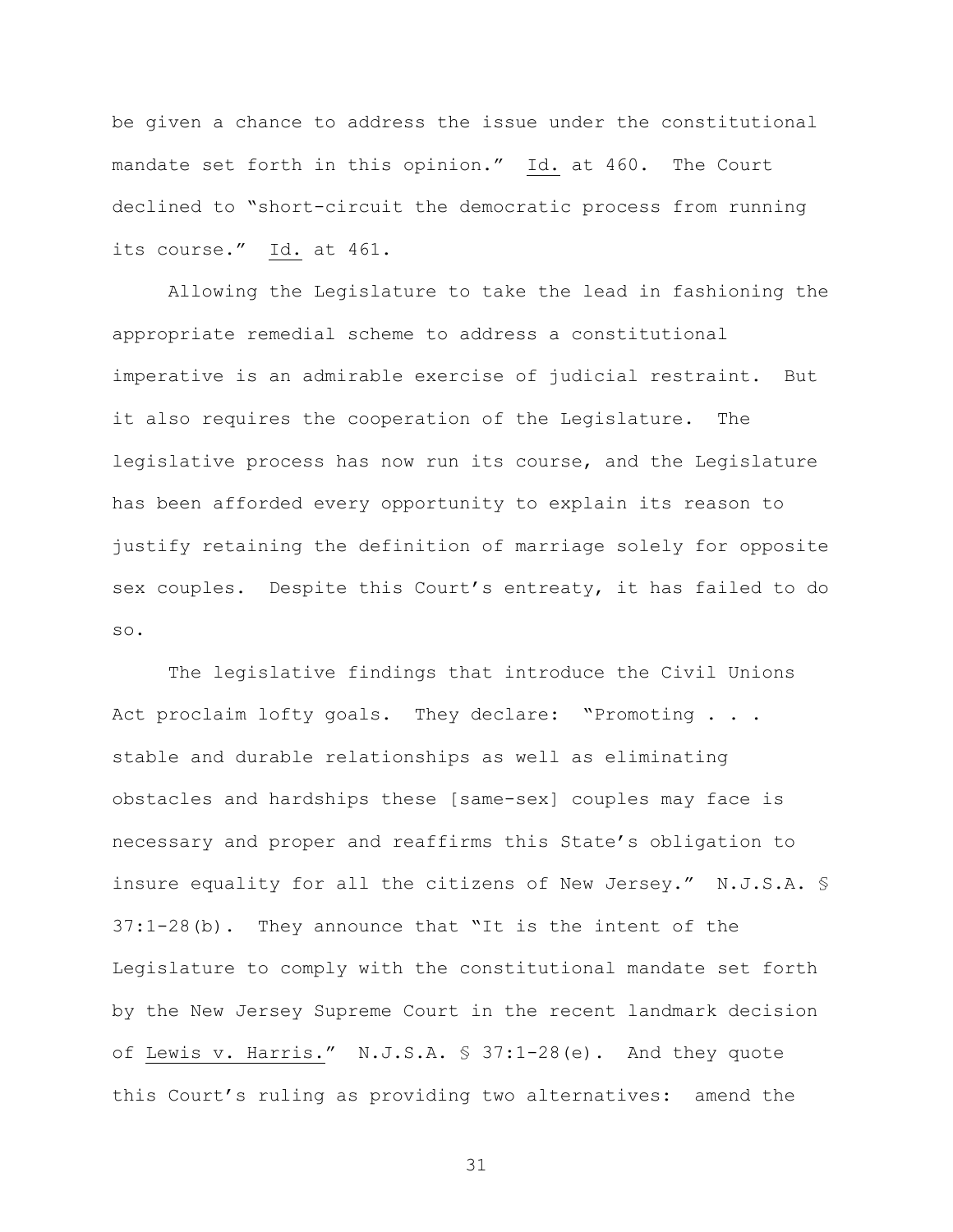be given a chance to address the issue under the constitutional mandate set forth in this opinion." Id. at 460. The Court declined to "short-circuit the democratic process from running its course." Id. at 461.

Allowing the Legislature to take the lead in fashioning the appropriate remedial scheme to address a constitutional imperative is an admirable exercise of judicial restraint. But it also requires the cooperation of the Legislature. The legislative process has now run its course, and the Legislature has been afforded every opportunity to explain its reason to justify retaining the definition of marriage solely for opposite sex couples. Despite this Court's entreaty, it has failed to do so.

The legislative findings that introduce the Civil Unions Act proclaim lofty goals. They declare: "Promoting . . . stable and durable relationships as well as eliminating obstacles and hardships these [same-sex] couples may face is necessary and proper and reaffirms this State's obligation to insure equality for all the citizens of New Jersey." N.J.S.A. § 37:1-28(b). They announce that "It is the intent of the Legislature to comply with the constitutional mandate set forth by the New Jersey Supreme Court in the recent landmark decision of Lewis v. Harris." N.J.S.A. § 37:1-28(e). And they quote this Court's ruling as providing two alternatives: amend the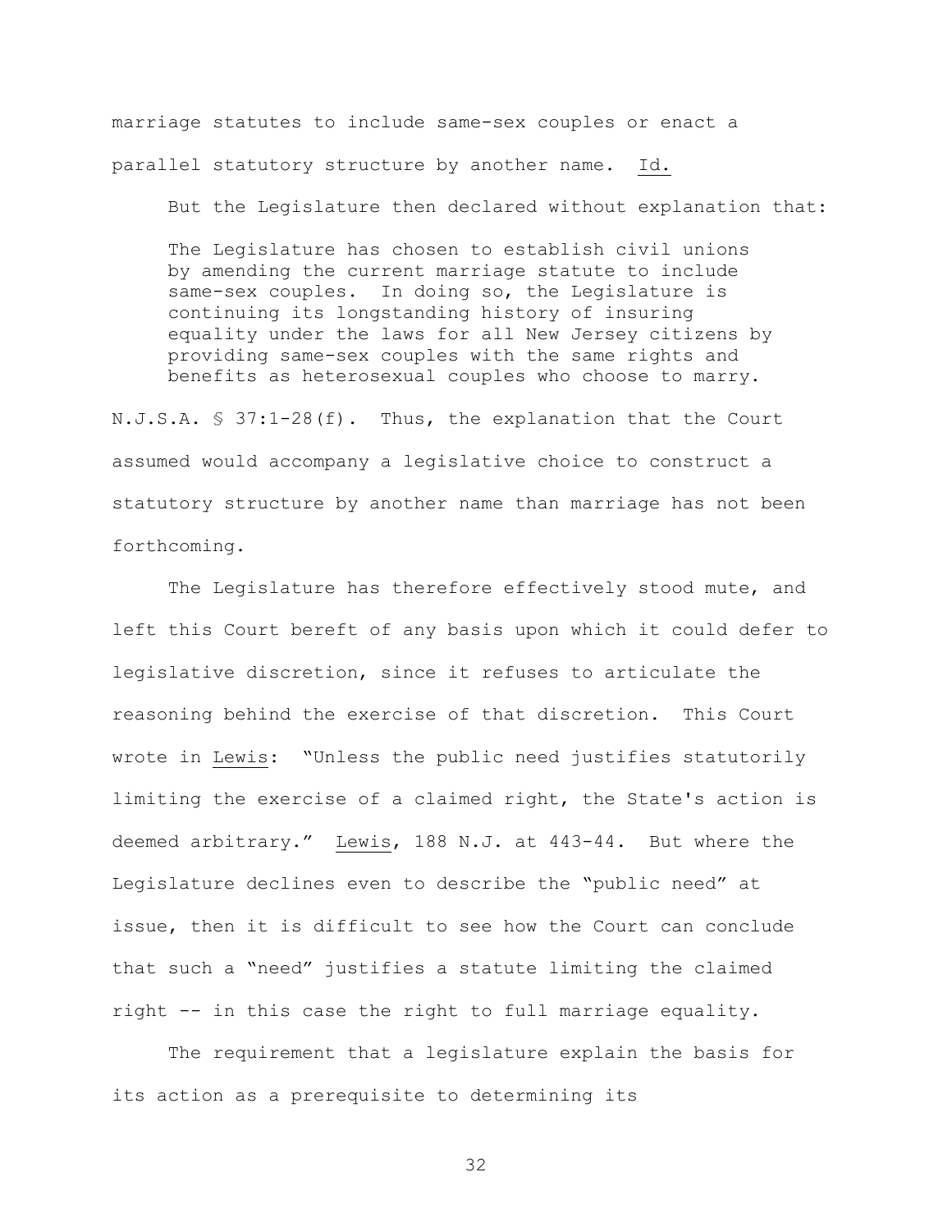marriage statutes to include same-sex couples or enact a parallel statutory structure by another name. Id.

But the Legislature then declared without explanation that:

> The Legislature has chosen to establish civil unions by amending the current marriage statute to include same-sex couples. In doing so, the Legislature is continuing its longstanding history of insuring equality under the laws for all New Jersey citizens by providing same-sex couples with the same rights and benefits as heterosexual couples who choose to marry.

N.J.S.A. § 37:1-28(f). Thus, the explanation that the Court assumed would accompany a legislative choice to construct a statutory structure by another name than marriage has not been forthcoming.

The Legislature has therefore effectively stood mute, and left this Court bereft of any basis upon which it could defer to legislative discretion, since it refuses to articulate the reasoning behind the exercise of that discretion. This Court wrote in Lewis: "Unless the public need justifies statutorily limiting the exercise of a claimed right, the State's action is deemed arbitrary." Lewis, 188 N.J. at 443-44. But where the Legislature declines even to describe the "public need" at issue, then it is difficult to see how the Court can conclude that such a "need" justifies a statute limiting the claimed right -- in this case the right to full marriage equality.

The requirement that a legislature explain the basis for its action as a prerequisite to determining its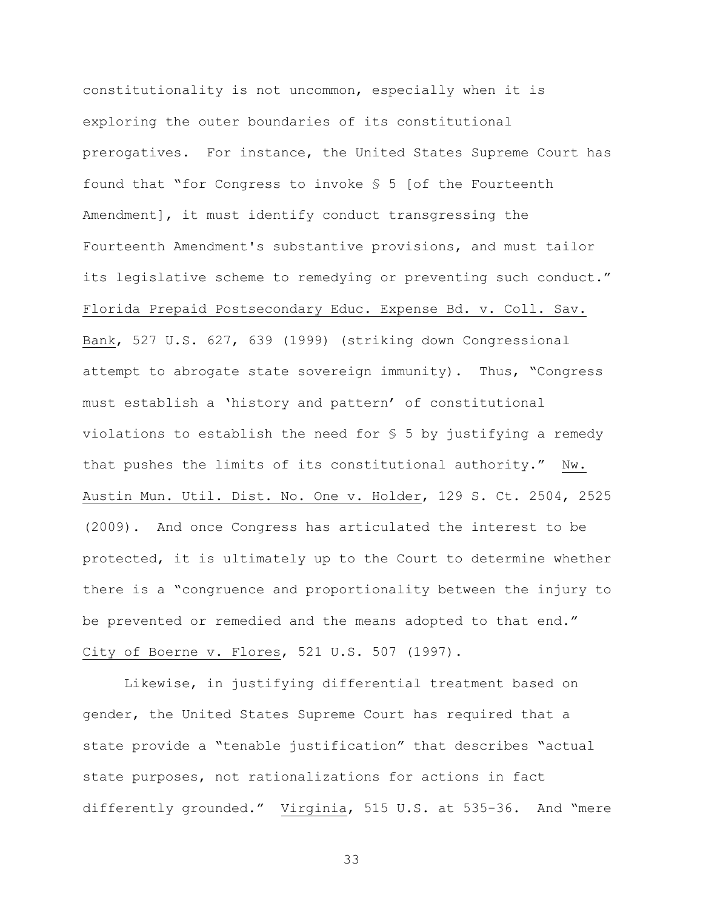constitutionality is not uncommon, especially when it is exploring the outer boundaries of its constitutional prerogatives. For instance, the United States Supreme Court has found that "for Congress to invoke § 5 [of the Fourteenth Amendment], it must identify conduct transgressing the Fourteenth Amendment's substantive provisions, and must tailor its legislative scheme to remedying or preventing such conduct." Florida Prepaid Postsecondary Educ. Expense Bd. v. Coll. Sav. Bank, 527 U.S. 627, 639 (1999) (striking down Congressional attempt to abrogate state sovereign immunity). Thus, "Congress must establish a 'history and pattern' of constitutional violations to establish the need for § 5 by justifying a remedy that pushes the limits of its constitutional authority." Nw. Austin Mun. Util. Dist. No. One v. Holder, 129 S. Ct. 2504, 2525 (2009). And once Congress has articulated the interest to be protected, it is ultimately up to the Court to determine whether there is a "congruence and proportionality between the injury to be prevented or remedied and the means adopted to that end." City of Boerne v. Flores, 521 U.S. 507 (1997).

Likewise, in justifying differential treatment based on gender, the United States Supreme Court has required that a state provide a "tenable justification" that describes "actual state purposes, not rationalizations for actions in fact differently grounded." Virginia, 515 U.S. at 535-36. And "mere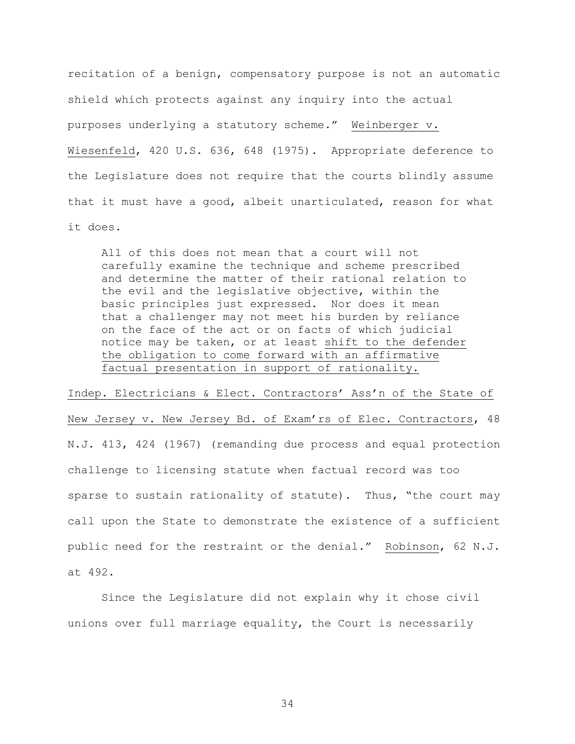recitation of a benign, compensatory purpose is not an automatic shield which protects against any inquiry into the actual purposes underlying a statutory scheme." Weinberger v. Wiesenfeld, 420 U.S. 636, 648 (1975). Appropriate deference to the Legislature does not require that the courts blindly assume that it must have a good, albeit unarticulated, reason for what it does.

> All of this does not mean that a court will not carefully examine the technique and scheme prescribed and determine the matter of their rational relation to the evil and the legislative objective, within the basic principles just expressed. Nor does it mean that a challenger may not meet his burden by reliance on the face of the act or on facts of which judicial notice may be taken, or at least shift to the defender the obligation to come forward with an affirmative factual presentation in support of rationality.

Indep. Electricians & Elect. Contractors' Ass'n of the State of New Jersey v. New Jersey Bd. of Exam'rs of Elec. Contractors, 48 N.J. 413, 424 (1967) (remanding due process and equal protection challenge to licensing statute when factual record was too sparse to sustain rationality of statute). Thus, "the court may call upon the State to demonstrate the existence of a sufficient public need for the restraint or the denial." Robinson, 62 N.J. at 492.

Since the Legislature did not explain why it chose civil unions over full marriage equality, the Court is necessarily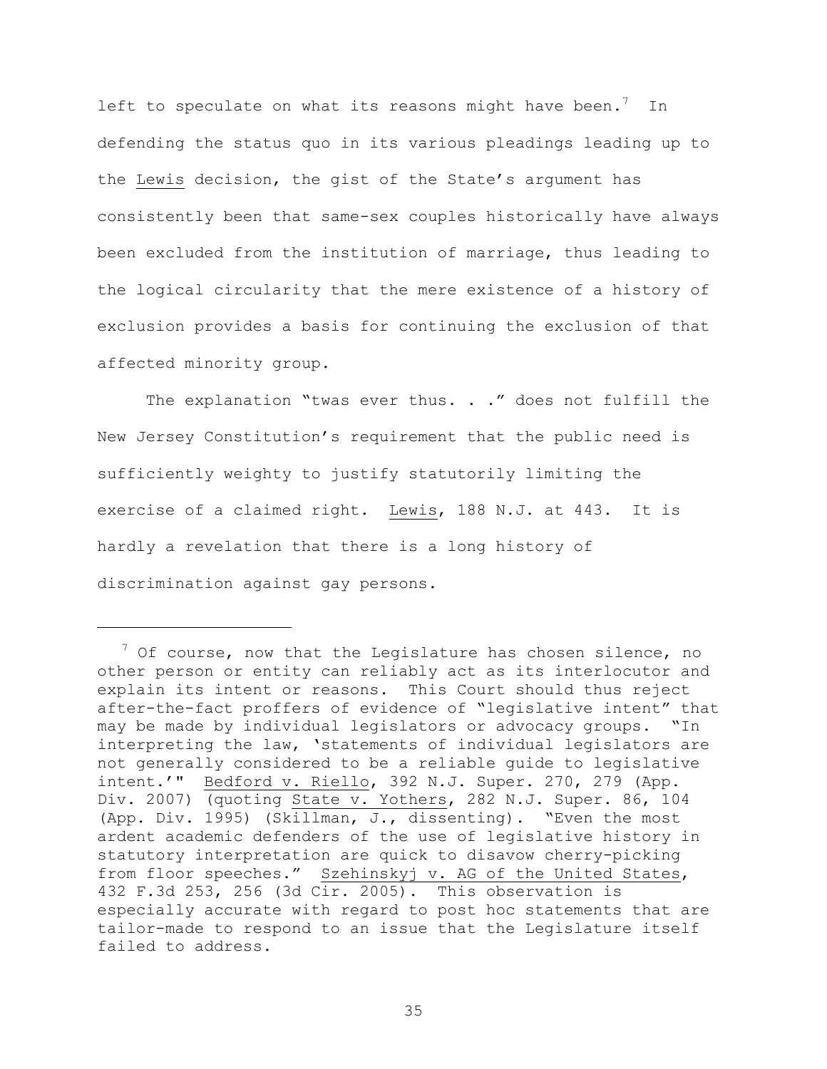left to speculate on what its reasons might have been.[7] In defending the status quo in its various pleadings leading up to the Lewis decision, the gist of the State's argument has consistently been that same-sex couples historically have always been excluded from the institution of marriage, thus leading to the logical circularity that the mere existence of a history of exclusion provides a basis for continuing the exclusion of that affected minority group.

The explanation "twas ever thus. . ." does not fulfill the New Jersey Constitution's requirement that the public need is sufficiently weighty to justify statutorily limiting the exercise of a claimed right. Lewis, 188 N.J. at 443. It is hardly a revelation that there is a long history of discrimination against gay persons.

---

[7] Of course, now that the Legislature has chosen silence, no other person or entity can reliably act as its interlocutor and explain its intent or reasons. This Court should thus reject after-the-fact proffers of evidence of "legislative intent" that may be made by individual legislators or advocacy groups. "In interpreting the law, 'statements of individual legislators are not generally considered to be a reliable guide to legislative intent.'" Bedford v. Riello, 392 N.J. Super. 270, 279 (App. Div. 2007) (quoting State v. Yothers, 282 N.J. Super. 86, 104 (App. Div. 1995) (Skillman, J., dissenting). "Even the most ardent academic defenders of the use of legislative history in statutory interpretation are quick to disavow cherry-picking from floor speeches." Szehinskyj v. AG of the United States, 432 F.3d 253, 256 (3d Cir. 2005). This observation is especially accurate with regard to post hoc statements that are tailor-made to respond to an issue that the Legislature itself failed to address.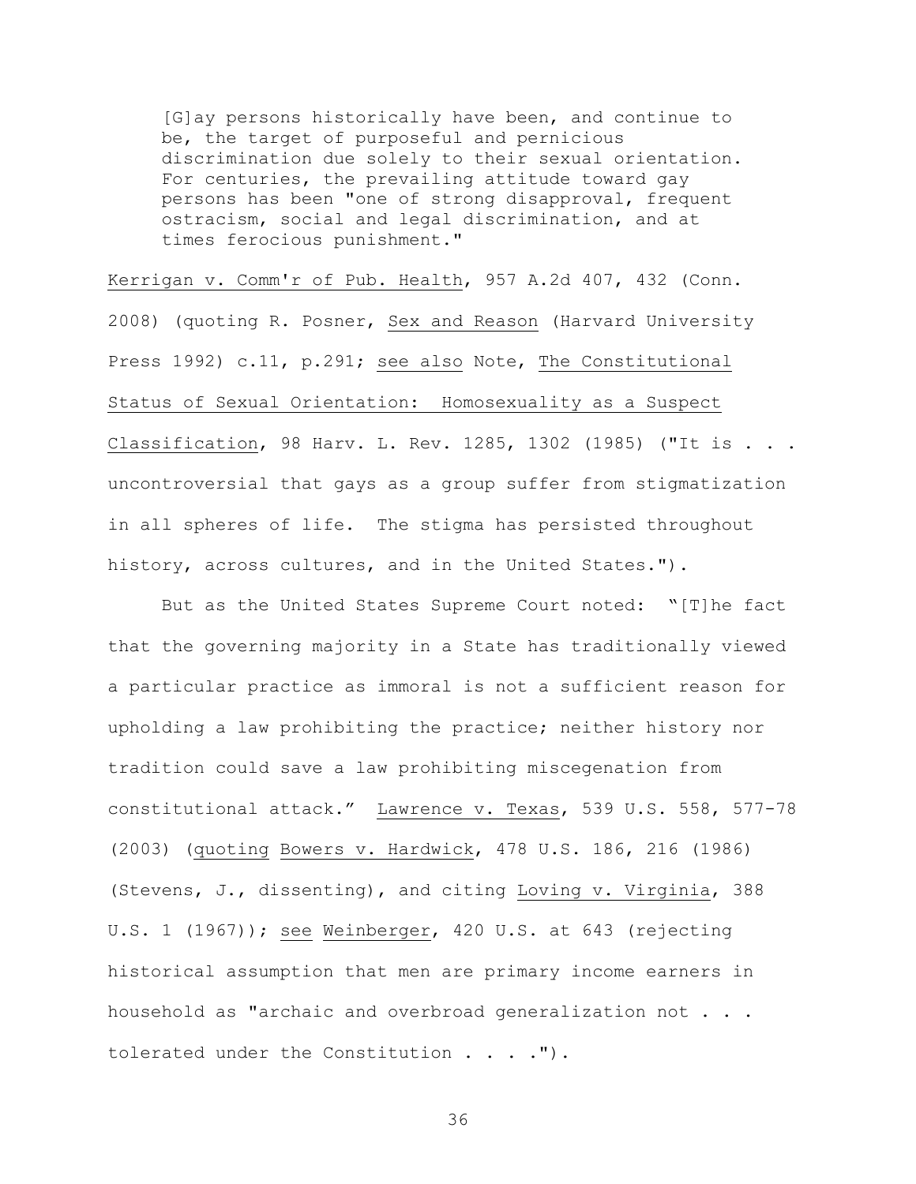> [G]ay persons historically have been, and continue to be, the target of purposeful and pernicious discrimination due solely to their sexual orientation. For centuries, the prevailing attitude toward gay persons has been "one of strong disapproval, frequent ostracism, social and legal discrimination, and at times ferocious punishment."

Kerrigan v. Comm'r of Pub. Health, 957 A.2d 407, 432 (Conn. 2008) (quoting R. Posner, Sex and Reason (Harvard University Press 1992) c.11, p.291; see also Note, The Constitutional Status of Sexual Orientation: Homosexuality as a Suspect Classification, 98 Harv. L. Rev. 1285, 1302 (1985) ("It is . . . uncontroversial that gays as a group suffer from stigmatization in all spheres of life. The stigma has persisted throughout history, across cultures, and in the United States.").

But as the United States Supreme Court noted: "[T]he fact that the governing majority in a State has traditionally viewed a particular practice as immoral is not a sufficient reason for upholding a law prohibiting the practice; neither history nor tradition could save a law prohibiting miscegenation from constitutional attack." Lawrence v. Texas, 539 U.S. 558, 577-78 (2003) (quoting Bowers v. Hardwick, 478 U.S. 186, 216 (1986) (Stevens, J., dissenting), and citing Loving v. Virginia, 388 U.S. 1 (1967)); see Weinberger, 420 U.S. at 643 (rejecting historical assumption that men are primary income earners in household as "archaic and overbroad generalization not . . . tolerated under the Constitution . . . .").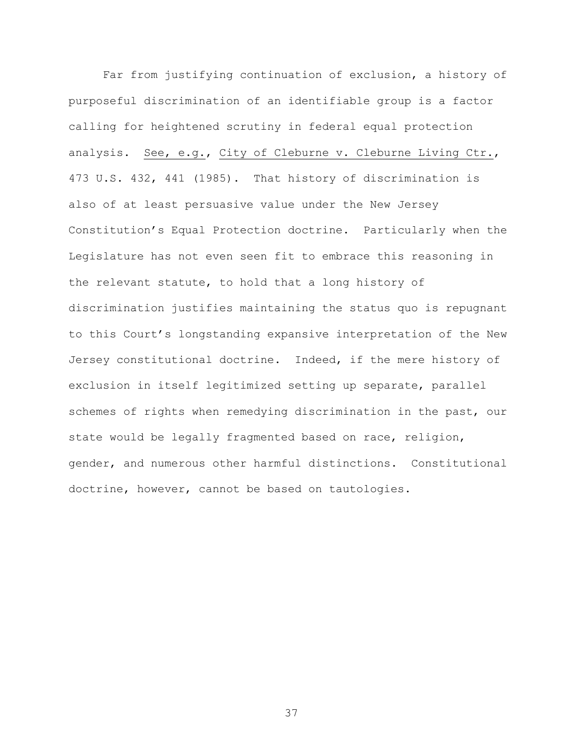Far from justifying continuation of exclusion, a history of purposeful discrimination of an identifiable group is a factor calling for heightened scrutiny in federal equal protection analysis. See, e.g., City of Cleburne v. Cleburne Living Ctr., 473 U.S. 432, 441 (1985). That history of discrimination is also of at least persuasive value under the New Jersey Constitution's Equal Protection doctrine. Particularly when the Legislature has not even seen fit to embrace this reasoning in the relevant statute, to hold that a long history of discrimination justifies maintaining the status quo is repugnant to this Court's longstanding expansive interpretation of the New Jersey constitutional doctrine. Indeed, if the mere history of exclusion in itself legitimized setting up separate, parallel schemes of rights when remedying discrimination in the past, our state would be legally fragmented based on race, religion, gender, and numerous other harmful distinctions. Constitutional doctrine, however, cannot be based on tautologies.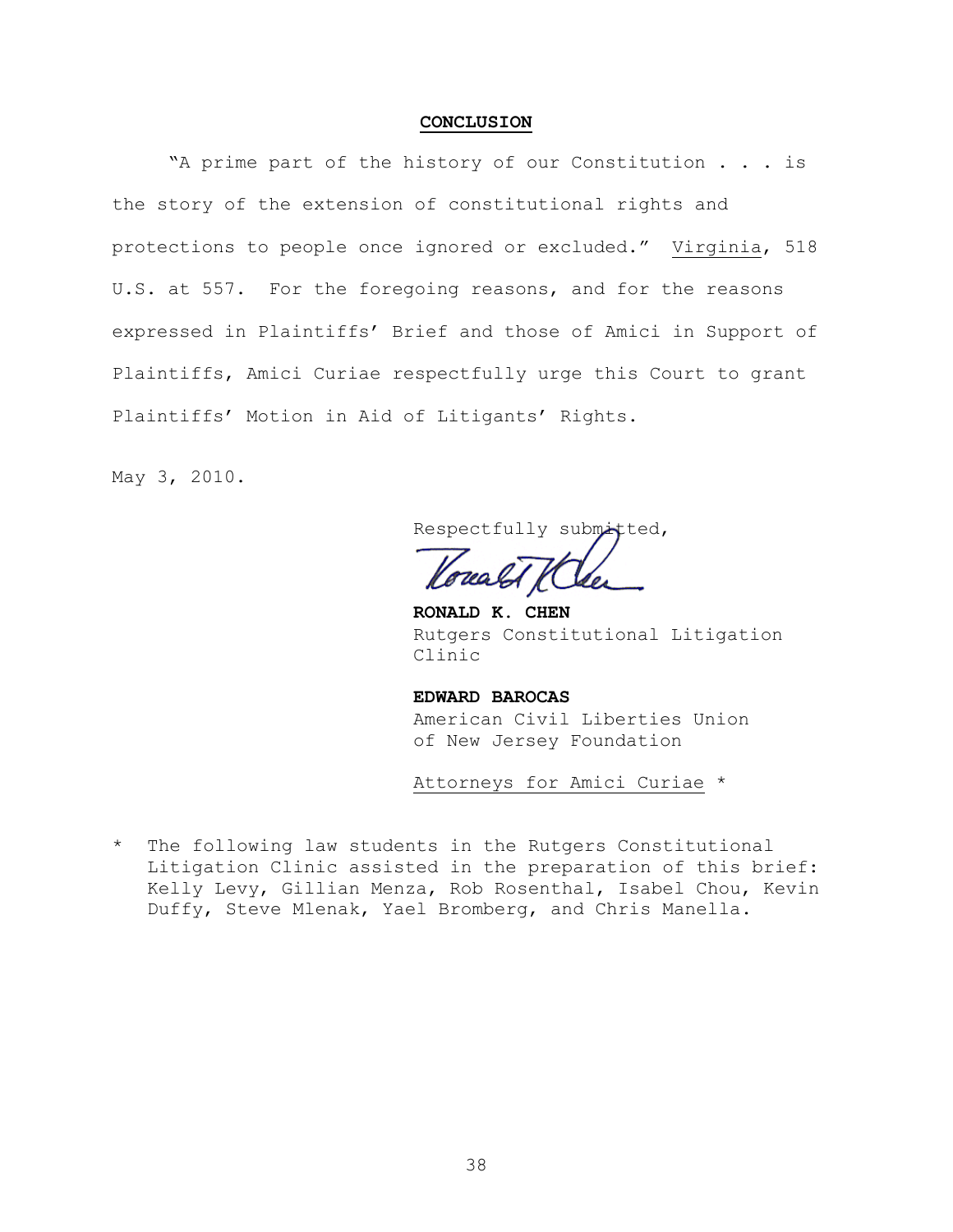# CONCLUSION

"A prime part of the history of our Constitution . . . is the story of the extension of constitutional rights and protections to people once ignored or excluded." Virginia, 518 U.S. at 557. For the foregoing reasons, and for the reasons expressed in Plaintiffs' Brief and those of Amici in Support of Plaintiffs, Amici Curiae respectfully urge this Court to grant Plaintiffs' Motion in Aid of Litigants' Rights.

May 3, 2010.

Respectfully submitted,

**RONALD K. CHEN**
Rutgers Constitutional Litigation Clinic

**EDWARD BAROCAS**
American Civil Liberties Union of New Jersey Foundation

Attorneys for Amici Curiae *

\* The following law students in the Rutgers Constitutional Litigation Clinic assisted in the preparation of this brief: Kelly Levy, Gillian Menza, Rob Rosenthal, Isabel Chou, Kevin Duffy, Steve Mlenak, Yael Bromberg, and Chris Manella.